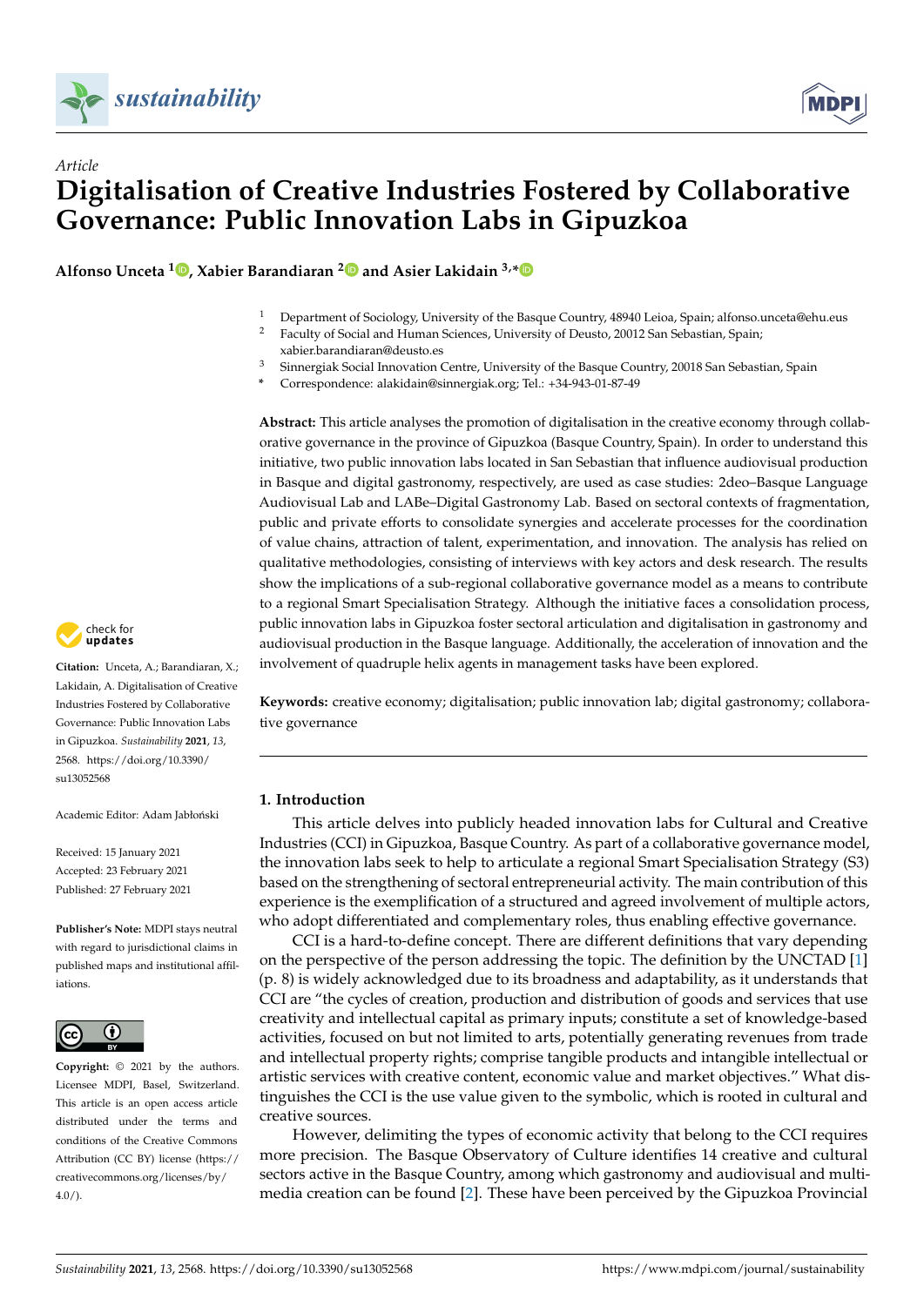*Article*

# Digitalisation of Creative Industries Fostered by Collaborative Governance: Public Innovation Labs in Gipuzkoa

**Alfonso Unceta [1], Xabier Barandiaran [2] and Asier Lakidain [3,*]**

[1] Department of Sociology, University of the Basque Country, 48940 Leioa, Spain; alfonso.unceta@ehu.eus
[2] Faculty of Social and Human Sciences, University of Deusto, 20012 San Sebastian, Spain; xabier.barandiaran@deusto.es
[3] Sinnergiak Social Innovation Centre, University of the Basque Country, 20018 San Sebastian, Spain
* Correspondence: alakidain@sinnergiak.org; Tel.: +34-943-01-87-49

**Abstract:** This article analyses the promotion of digitalisation in the creative economy through collaborative governance in the province of Gipuzkoa (Basque Country, Spain). In order to understand this initiative, two public innovation labs located in San Sebastian that influence audiovisual production in Basque and digital gastronomy, respectively, are used as case studies: 2deo–Basque Language Audiovisual Lab and LABe–Digital Gastronomy Lab. Based on sectoral contexts of fragmentation, public and private efforts to consolidate synergies and accelerate processes for the coordination of value chains, attraction of talent, experimentation, and innovation. The analysis has relied on qualitative methodologies, consisting of interviews with key actors and desk research. The results show the implications of a sub-regional collaborative governance model as a means to contribute to a regional Smart Specialisation Strategy. Although the initiative faces a consolidation process, public innovation labs in Gipuzkoa foster sectoral articulation and digitalisation in gastronomy and audiovisual production in the Basque language. Additionally, the acceleration of innovation and the involvement of quadruple helix agents in management tasks have been explored.

**Keywords:** creative economy; digitalisation; public innovation lab; digital gastronomy; collaborative governance

**Citation:** Unceta, A.; Barandiaran, X.; Lakidain, A. Digitalisation of Creative Industries Fostered by Collaborative Governance: Public Innovation Labs in Gipuzkoa. *Sustainability* **2021**, *13*, 2568. https://doi.org/10.3390/su13052568

Academic Editor: Adam Jabłoński

Received: 15 January 2021
Accepted: 23 February 2021
Published: 27 February 2021

**Publisher's Note:** MDPI stays neutral with regard to jurisdictional claims in published maps and institutional affiliations.

**Copyright:** © 2021 by the authors. Licensee MDPI, Basel, Switzerland. This article is an open access article distributed under the terms and conditions of the Creative Commons Attribution (CC BY) license (https://creativecommons.org/licenses/by/4.0/).

## 1. Introduction

This article delves into publicly headed innovation labs for Cultural and Creative Industries (CCI) in Gipuzkoa, Basque Country. As part of a collaborative governance model, the innovation labs seek to help to articulate a regional Smart Specialisation Strategy (S3) based on the strengthening of sectoral entrepreneurial activity. The main contribution of this experience is the exemplification of a structured and agreed involvement of multiple actors, who adopt differentiated and complementary roles, thus enabling effective governance.

CCI is a hard-to-define concept. There are different definitions that vary depending on the perspective of the person addressing the topic. The definition by the UNCTAD [1] (p. 8) is widely acknowledged due to its broadness and adaptability, as it understands that CCI are "the cycles of creation, production and distribution of goods and services that use creativity and intellectual capital as primary inputs; constitute a set of knowledge-based activities, focused on but not limited to arts, potentially generating revenues from trade and intellectual property rights; comprise tangible products and intangible intellectual or artistic services with creative content, economic value and market objectives." What distinguishes the CCI is the use value given to the symbolic, which is rooted in cultural and creative sources.

However, delimiting the types of economic activity that belong to the CCI requires more precision. The Basque Observatory of Culture identifies 14 creative and cultural sectors active in the Basque Country, among which gastronomy and audiovisual and multimedia creation can be found [2]. These have been perceived by the Gipuzkoa Provincial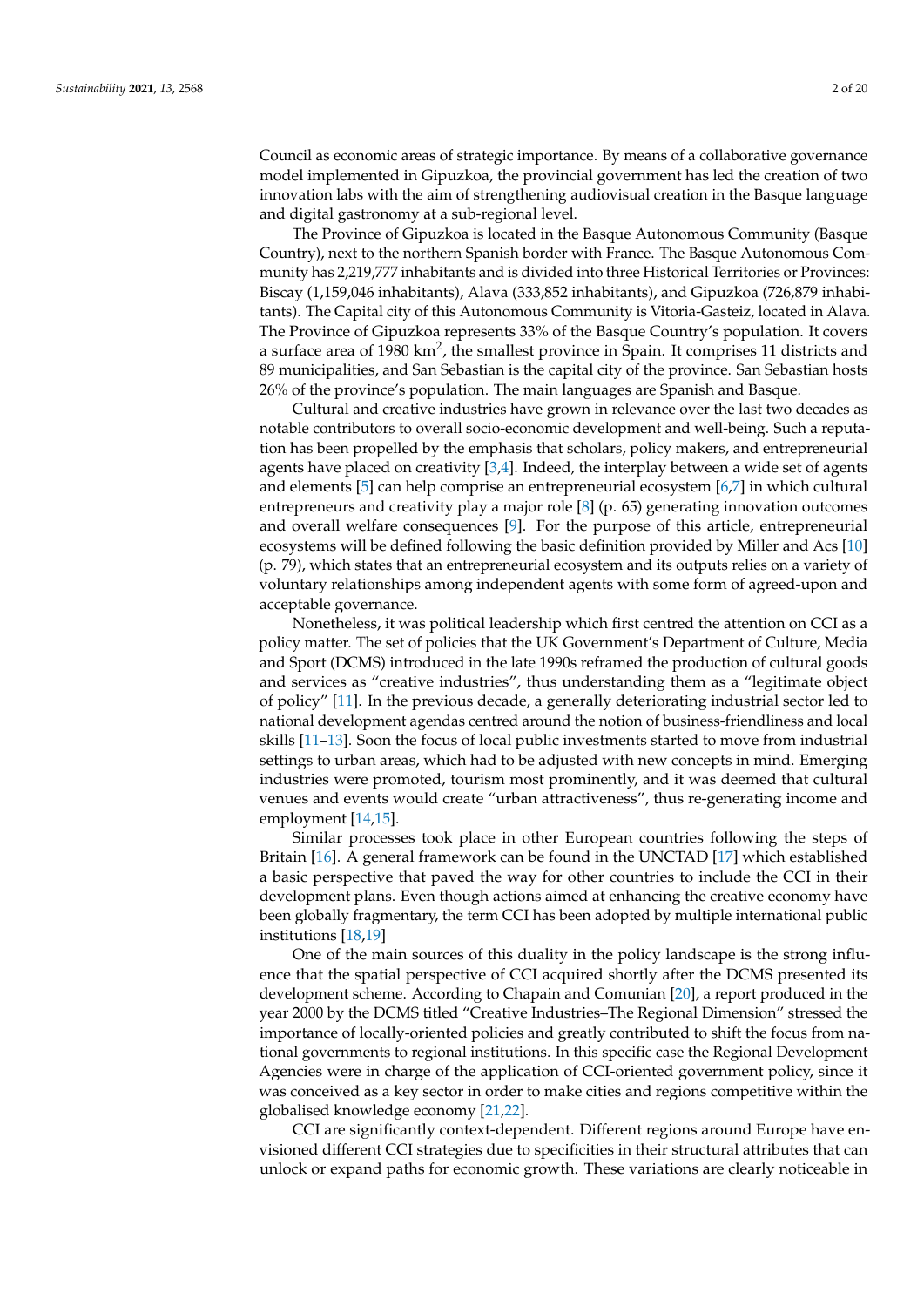Council as economic areas of strategic importance. By means of a collaborative governance model implemented in Gipuzkoa, the provincial government has led the creation of two innovation labs with the aim of strengthening audiovisual creation in the Basque language and digital gastronomy at a sub-regional level.

The Province of Gipuzkoa is located in the Basque Autonomous Community (Basque Country), next to the northern Spanish border with France. The Basque Autonomous Community has 2,219,777 inhabitants and is divided into three Historical Territories or Provinces: Biscay (1,159,046 inhabitants), Alava (333,852 inhabitants), and Gipuzkoa (726,879 inhabitants). The Capital city of this Autonomous Community is Vitoria-Gasteiz, located in Alava. The Province of Gipuzkoa represents 33% of the Basque Country's population. It covers a surface area of 1980 km$^2$, the smallest province in Spain. It comprises 11 districts and 89 municipalities, and San Sebastian is the capital city of the province. San Sebastian hosts 26% of the province's population. The main languages are Spanish and Basque.

Cultural and creative industries have grown in relevance over the last two decades as notable contributors to overall socio-economic development and well-being. Such a reputation has been propelled by the emphasis that scholars, policy makers, and entrepreneurial agents have placed on creativity [3,4]. Indeed, the interplay between a wide set of agents and elements [5] can help comprise an entrepreneurial ecosystem [6,7] in which cultural entrepreneurs and creativity play a major role [8] (p. 65) generating innovation outcomes and overall welfare consequences [9]. For the purpose of this article, entrepreneurial ecosystems will be defined following the basic definition provided by Miller and Acs [10] (p. 79), which states that an entrepreneurial ecosystem and its outputs relies on a variety of voluntary relationships among independent agents with some form of agreed-upon and acceptable governance.

Nonetheless, it was political leadership which first centred the attention on CCI as a policy matter. The set of policies that the UK Government's Department of Culture, Media and Sport (DCMS) introduced in the late 1990s reframed the production of cultural goods and services as "creative industries", thus understanding them as a "legitimate object of policy" [11]. In the previous decade, a generally deteriorating industrial sector led to national development agendas centred around the notion of business-friendliness and local skills [11–13]. Soon the focus of local public investments started to move from industrial settings to urban areas, which had to be adjusted with new concepts in mind. Emerging industries were promoted, tourism most prominently, and it was deemed that cultural venues and events would create "urban attractiveness", thus re-generating income and employment [14,15].

Similar processes took place in other European countries following the steps of Britain [16]. A general framework can be found in the UNCTAD [17] which established a basic perspective that paved the way for other countries to include the CCI in their development plans. Even though actions aimed at enhancing the creative economy have been globally fragmentary, the term CCI has been adopted by multiple international public institutions [18,19]

One of the main sources of this duality in the policy landscape is the strong influence that the spatial perspective of CCI acquired shortly after the DCMS presented its development scheme. According to Chapain and Comunian [20], a report produced in the year 2000 by the DCMS titled "Creative Industries–The Regional Dimension" stressed the importance of locally-oriented policies and greatly contributed to shift the focus from national governments to regional institutions. In this specific case the Regional Development Agencies were in charge of the application of CCI-oriented government policy, since it was conceived as a key sector in order to make cities and regions competitive within the globalised knowledge economy [21,22].

CCI are significantly context-dependent. Different regions around Europe have envisioned different CCI strategies due to specificities in their structural attributes that can unlock or expand paths for economic growth. These variations are clearly noticeable in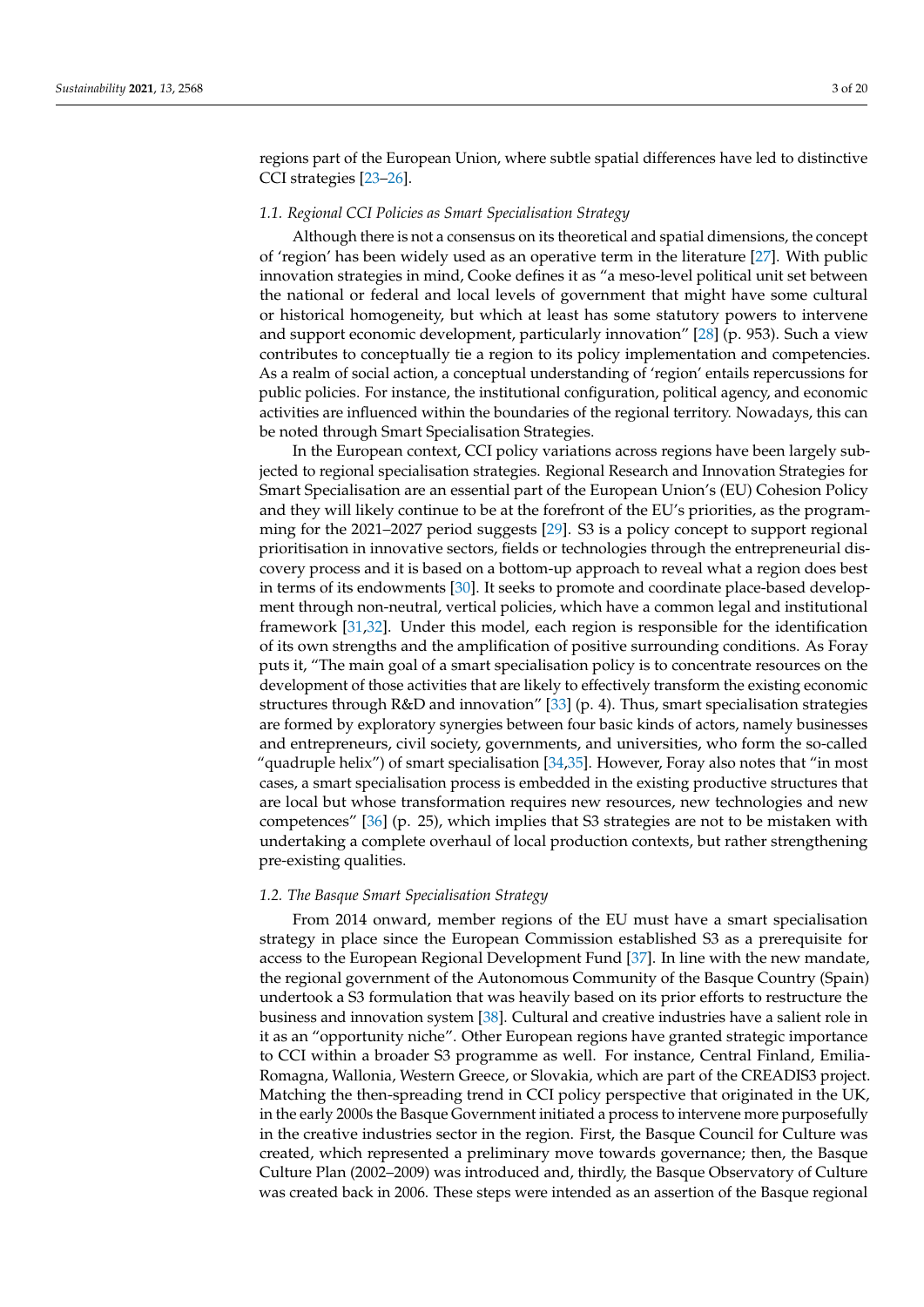regions part of the European Union, where subtle spatial differences have led to distinctive CCI strategies [23–26].

### 1.1. Regional CCI Policies as Smart Specialisation Strategy

Although there is not a consensus on its theoretical and spatial dimensions, the concept of 'region' has been widely used as an operative term in the literature [27]. With public innovation strategies in mind, Cooke defines it as "a meso-level political unit set between the national or federal and local levels of government that might have some cultural or historical homogeneity, but which at least has some statutory powers to intervene and support economic development, particularly innovation" [28] (p. 953). Such a view contributes to conceptually tie a region to its policy implementation and competencies. As a realm of social action, a conceptual understanding of 'region' entails repercussions for public policies. For instance, the institutional configuration, political agency, and economic activities are influenced within the boundaries of the regional territory. Nowadays, this can be noted through Smart Specialisation Strategies.

In the European context, CCI policy variations across regions have been largely subjected to regional specialisation strategies. Regional Research and Innovation Strategies for Smart Specialisation are an essential part of the European Union's (EU) Cohesion Policy and they will likely continue to be at the forefront of the EU's priorities, as the programming for the 2021–2027 period suggests [29]. S3 is a policy concept to support regional prioritisation in innovative sectors, fields or technologies through the entrepreneurial discovery process and it is based on a bottom-up approach to reveal what a region does best in terms of its endowments [30]. It seeks to promote and coordinate place-based development through non-neutral, vertical policies, which have a common legal and institutional framework [31,32]. Under this model, each region is responsible for the identification of its own strengths and the amplification of positive surrounding conditions. As Foray puts it, "The main goal of a smart specialisation policy is to concentrate resources on the development of those activities that are likely to effectively transform the existing economic structures through R&D and innovation" [33] (p. 4). Thus, smart specialisation strategies are formed by exploratory synergies between four basic kinds of actors, namely businesses and entrepreneurs, civil society, governments, and universities, who form the so-called "quadruple helix") of smart specialisation [34,35]. However, Foray also notes that "in most cases, a smart specialisation process is embedded in the existing productive structures that are local but whose transformation requires new resources, new technologies and new competences" [36] (p. 25), which implies that S3 strategies are not to be mistaken with undertaking a complete overhaul of local production contexts, but rather strengthening pre-existing qualities.

### 1.2. The Basque Smart Specialisation Strategy

From 2014 onward, member regions of the EU must have a smart specialisation strategy in place since the European Commission established S3 as a prerequisite for access to the European Regional Development Fund [37]. In line with the new mandate, the regional government of the Autonomous Community of the Basque Country (Spain) undertook a S3 formulation that was heavily based on its prior efforts to restructure the business and innovation system [38]. Cultural and creative industries have a salient role in it as an "opportunity niche". Other European regions have granted strategic importance to CCI within a broader S3 programme as well. For instance, Central Finland, Emilia-Romagna, Wallonia, Western Greece, or Slovakia, which are part of the CREADIS3 project. Matching the then-spreading trend in CCI policy perspective that originated in the UK, in the early 2000s the Basque Government initiated a process to intervene more purposefully in the creative industries sector in the region. First, the Basque Council for Culture was created, which represented a preliminary move towards governance; then, the Basque Culture Plan (2002–2009) was introduced and, thirdly, the Basque Observatory of Culture was created back in 2006. These steps were intended as an assertion of the Basque regional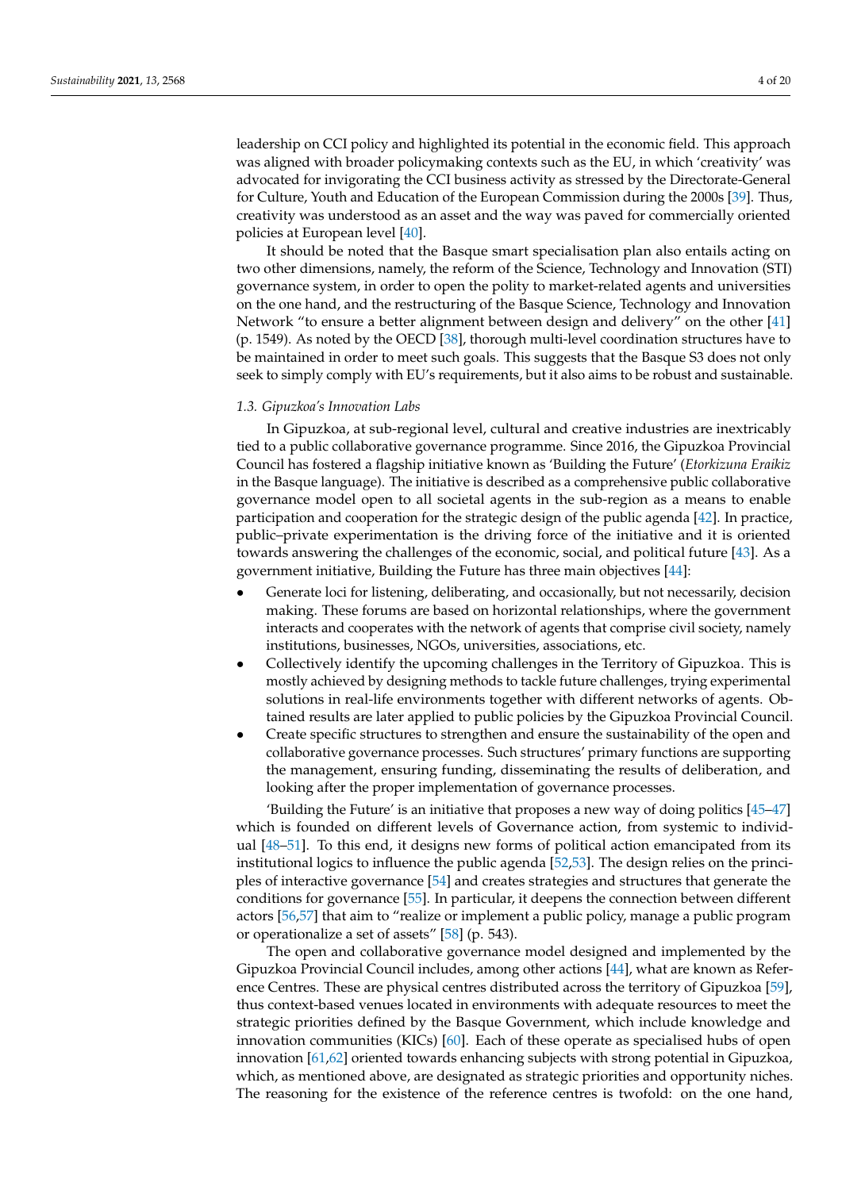leadership on CCI policy and highlighted its potential in the economic field. This approach was aligned with broader policymaking contexts such as the EU, in which 'creativity' was advocated for invigorating the CCI business activity as stressed by the Directorate-General for Culture, Youth and Education of the European Commission during the 2000s [39]. Thus, creativity was understood as an asset and the way was paved for commercially oriented policies at European level [40].

It should be noted that the Basque smart specialisation plan also entails acting on two other dimensions, namely, the reform of the Science, Technology and Innovation (STI) governance system, in order to open the polity to market-related agents and universities on the one hand, and the restructuring of the Basque Science, Technology and Innovation Network "to ensure a better alignment between design and delivery" on the other [41] (p. 1549). As noted by the OECD [38], thorough multi-level coordination structures have to be maintained in order to meet such goals. This suggests that the Basque S3 does not only seek to simply comply with EU's requirements, but it also aims to be robust and sustainable.

### *1.3. Gipuzkoa's Innovation Labs*

In Gipuzkoa, at sub-regional level, cultural and creative industries are inextricably tied to a public collaborative governance programme. Since 2016, the Gipuzkoa Provincial Council has fostered a flagship initiative known as 'Building the Future' (*Etorkizuna Eraikiz* in the Basque language). The initiative is described as a comprehensive public collaborative governance model open to all societal agents in the sub-region as a means to enable participation and cooperation for the strategic design of the public agenda [42]. In practice, public–private experimentation is the driving force of the initiative and it is oriented towards answering the challenges of the economic, social, and political future [43]. As a government initiative, Building the Future has three main objectives [44]:

- Generate loci for listening, deliberating, and occasionally, but not necessarily, decision making. These forums are based on horizontal relationships, where the government interacts and cooperates with the network of agents that comprise civil society, namely institutions, businesses, NGOs, universities, associations, etc.
- Collectively identify the upcoming challenges in the Territory of Gipuzkoa. This is mostly achieved by designing methods to tackle future challenges, trying experimental solutions in real-life environments together with different networks of agents. Obtained results are later applied to public policies by the Gipuzkoa Provincial Council.
- Create specific structures to strengthen and ensure the sustainability of the open and collaborative governance processes. Such structures' primary functions are supporting the management, ensuring funding, disseminating the results of deliberation, and looking after the proper implementation of governance processes.

'Building the Future' is an initiative that proposes a new way of doing politics [45–47] which is founded on different levels of Governance action, from systemic to individual [48–51]. To this end, it designs new forms of political action emancipated from its institutional logics to influence the public agenda [52,53]. The design relies on the principles of interactive governance [54] and creates strategies and structures that generate the conditions for governance [55]. In particular, it deepens the connection between different actors [56,57] that aim to "realize or implement a public policy, manage a public program or operationalize a set of assets" [58] (p. 543).

The open and collaborative governance model designed and implemented by the Gipuzkoa Provincial Council includes, among other actions [44], what are known as Reference Centres. These are physical centres distributed across the territory of Gipuzkoa [59], thus context-based venues located in environments with adequate resources to meet the strategic priorities defined by the Basque Government, which include knowledge and innovation communities (KICs) [60]. Each of these operate as specialised hubs of open innovation [61,62] oriented towards enhancing subjects with strong potential in Gipuzkoa, which, as mentioned above, are designated as strategic priorities and opportunity niches. The reasoning for the existence of the reference centres is twofold: on the one hand,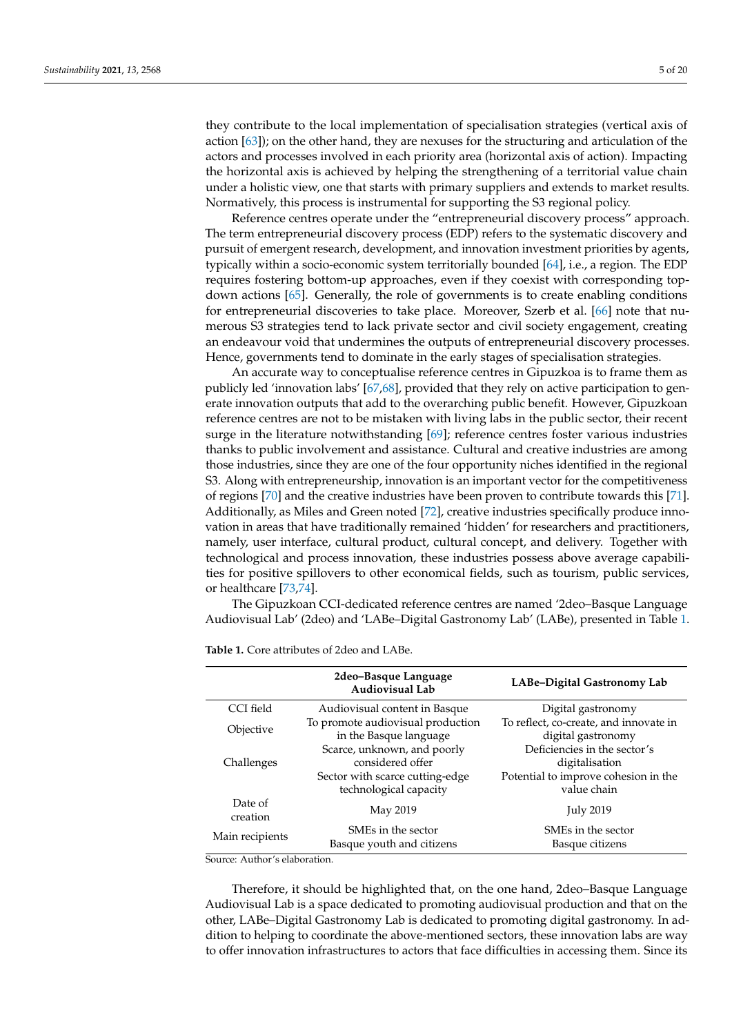they contribute to the local implementation of specialisation strategies (vertical axis of action [63]); on the other hand, they are nexuses for the structuring and articulation of the actors and processes involved in each priority area (horizontal axis of action). Impacting the horizontal axis is achieved by helping the strengthening of a territorial value chain under a holistic view, one that starts with primary suppliers and extends to market results. Normatively, this process is instrumental for supporting the S3 regional policy.

Reference centres operate under the "entrepreneurial discovery process" approach. The term entrepreneurial discovery process (EDP) refers to the systematic discovery and pursuit of emergent research, development, and innovation investment priorities by agents, typically within a socio-economic system territorially bounded [64], i.e., a region. The EDP requires fostering bottom-up approaches, even if they coexist with corresponding top-down actions [65]. Generally, the role of governments is to create enabling conditions for entrepreneurial discoveries to take place. Moreover, Szerb et al. [66] note that numerous S3 strategies tend to lack private sector and civil society engagement, creating an endeavour void that undermines the outputs of entrepreneurial discovery processes. Hence, governments tend to dominate in the early stages of specialisation strategies.

An accurate way to conceptualise reference centres in Gipuzkoa is to frame them as publicly led 'innovation labs' [67,68], provided that they rely on active participation to generate innovation outputs that add to the overarching public benefit. However, Gipuzkoan reference centres are not to be mistaken with living labs in the public sector, their recent surge in the literature notwithstanding [69]; reference centres foster various industries thanks to public involvement and assistance. Cultural and creative industries are among those industries, since they are one of the four opportunity niches identified in the regional S3. Along with entrepreneurship, innovation is an important vector for the competitiveness of regions [70] and the creative industries have been proven to contribute towards this [71]. Additionally, as Miles and Green noted [72], creative industries specifically produce innovation in areas that have traditionally remained 'hidden' for researchers and practitioners, namely, user interface, cultural product, cultural concept, and delivery. Together with technological and process innovation, these industries possess above average capabilities for positive spillovers to other economical fields, such as tourism, public services, or healthcare [73,74].

The Gipuzkoan CCI-dedicated reference centres are named '2deo–Basque Language Audiovisual Lab' (2deo) and 'LABe–Digital Gastronomy Lab' (LABe), presented in Table 1.

**Table 1.** Core attributes of 2deo and LABe.

| | 2deo–Basque Language Audiovisual Lab | LABe–Digital Gastronomy Lab |
|---|---|---|
| CCI field | Audiovisual content in Basque | Digital gastronomy |
| Objective | To promote audiovisual production in the Basque language | To reflect, co-create, and innovate in digital gastronomy |
| Challenges | Scarce, unknown, and poorly considered offer<br>Sector with scarce cutting-edge technological capacity | Deficiencies in the sector's digitalisation<br>Potential to improve cohesion in the value chain |
| Date of creation | May 2019 | July 2019 |
| Main recipients | SMEs in the sector<br>Basque youth and citizens | SMEs in the sector<br>Basque citizens |

Source: Author's elaboration.

Therefore, it should be highlighted that, on the one hand, 2deo–Basque Language Audiovisual Lab is a space dedicated to promoting audiovisual production and that on the other, LABe–Digital Gastronomy Lab is dedicated to promoting digital gastronomy. In addition to helping to coordinate the above-mentioned sectors, these innovation labs are way to offer innovation infrastructures to actors that face difficulties in accessing them. Since its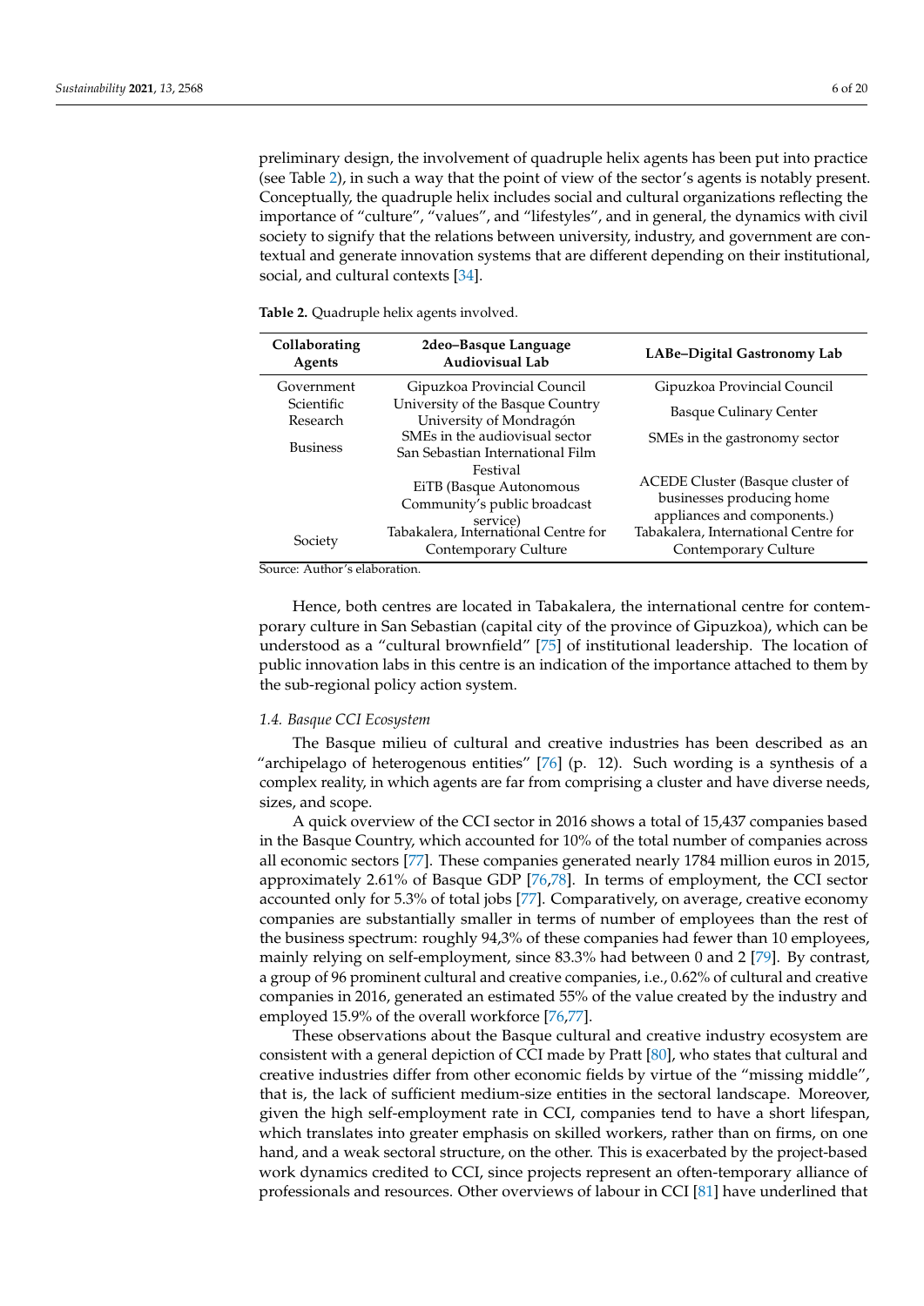preliminary design, the involvement of quadruple helix agents has been put into practice (see Table 2), in such a way that the point of view of the sector's agents is notably present. Conceptually, the quadruple helix includes social and cultural organizations reflecting the importance of "culture", "values", and "lifestyles", and in general, the dynamics with civil society to signify that the relations between university, industry, and government are contextual and generate innovation systems that are different depending on their institutional, social, and cultural contexts [34].

**Table 2.** Quadruple helix agents involved.

| Collaborating Agents | 2deo–Basque Language Audiovisual Lab | LABe–Digital Gastronomy Lab |
|---|---|---|
| Government | Gipuzkoa Provincial Council | Gipuzkoa Provincial Council |
| Scientific Research | University of the Basque Country University of Mondragón | Basque Culinary Center |
| Business | SMEs in the audiovisual sector San Sebastian International Film Festival EiTB (Basque Autonomous Community's public broadcast service) | SMEs in the gastronomy sector ACEDE Cluster (Basque cluster of businesses producing home appliances and components.) |
| Society | Tabakalera, International Centre for Contemporary Culture | Tabakalera, International Centre for Contemporary Culture |

Source: Author's elaboration.

Hence, both centres are located in Tabakalera, the international centre for contemporary culture in San Sebastian (capital city of the province of Gipuzkoa), which can be understood as a "cultural brownfield" [75] of institutional leadership. The location of public innovation labs in this centre is an indication of the importance attached to them by the sub-regional policy action system.

### *1.4. Basque CCI Ecosystem*

The Basque milieu of cultural and creative industries has been described as an "archipelago of heterogenous entities" [76] (p. 12). Such wording is a synthesis of a complex reality, in which agents are far from comprising a cluster and have diverse needs, sizes, and scope.

A quick overview of the CCI sector in 2016 shows a total of 15,437 companies based in the Basque Country, which accounted for 10% of the total number of companies across all economic sectors [77]. These companies generated nearly 1784 million euros in 2015, approximately 2.61% of Basque GDP [76,78]. In terms of employment, the CCI sector accounted only for 5.3% of total jobs [77]. Comparatively, on average, creative economy companies are substantially smaller in terms of number of employees than the rest of the business spectrum: roughly 94,3% of these companies had fewer than 10 employees, mainly relying on self-employment, since 83.3% had between 0 and 2 [79]. By contrast, a group of 96 prominent cultural and creative companies, i.e., 0.62% of cultural and creative companies in 2016, generated an estimated 55% of the value created by the industry and employed 15.9% of the overall workforce [76,77].

These observations about the Basque cultural and creative industry ecosystem are consistent with a general depiction of CCI made by Pratt [80], who states that cultural and creative industries differ from other economic fields by virtue of the "missing middle", that is, the lack of sufficient medium-size entities in the sectoral landscape. Moreover, given the high self-employment rate in CCI, companies tend to have a short lifespan, which translates into greater emphasis on skilled workers, rather than on firms, on one hand, and a weak sectoral structure, on the other. This is exacerbated by the project-based work dynamics credited to CCI, since projects represent an often-temporary alliance of professionals and resources. Other overviews of labour in CCI [81] have underlined that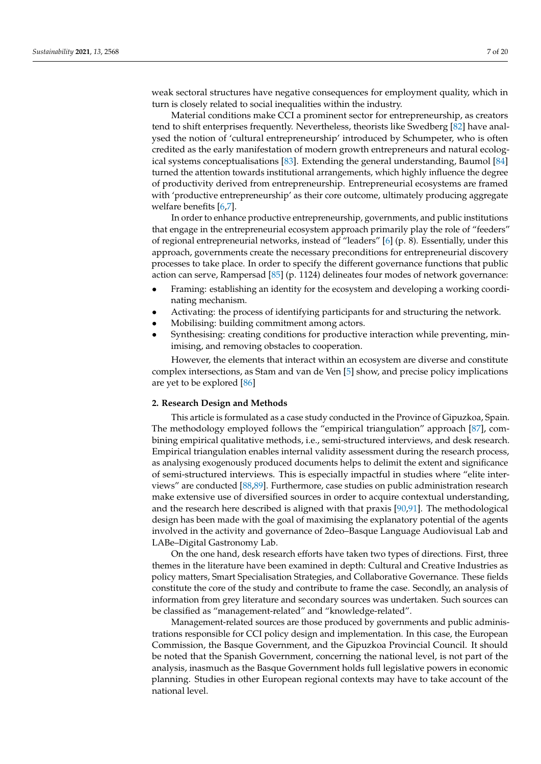weak sectoral structures have negative consequences for employment quality, which in turn is closely related to social inequalities within the industry.

Material conditions make CCI a prominent sector for entrepreneurship, as creators tend to shift enterprises frequently. Nevertheless, theorists like Swedberg [82] have analysed the notion of 'cultural entrepreneurship' introduced by Schumpeter, who is often credited as the early manifestation of modern growth entrepreneurs and natural ecological systems conceptualisations [83]. Extending the general understanding, Baumol [84] turned the attention towards institutional arrangements, which highly influence the degree of productivity derived from entrepreneurship. Entrepreneurial ecosystems are framed with 'productive entrepreneurship' as their core outcome, ultimately producing aggregate welfare benefits [6,7].

In order to enhance productive entrepreneurship, governments, and public institutions that engage in the entrepreneurial ecosystem approach primarily play the role of "feeders" of regional entrepreneurial networks, instead of "leaders" [6] (p. 8). Essentially, under this approach, governments create the necessary preconditions for entrepreneurial discovery processes to take place. In order to specify the different governance functions that public action can serve, Rampersad [85] (p. 1124) delineates four modes of network governance:

- Framing: establishing an identity for the ecosystem and developing a working coordinating mechanism.
- Activating: the process of identifying participants for and structuring the network.
- Mobilising: building commitment among actors.
- Synthesising: creating conditions for productive interaction while preventing, minimising, and removing obstacles to cooperation.

However, the elements that interact within an ecosystem are diverse and constitute complex intersections, as Stam and van de Ven [5] show, and precise policy implications are yet to be explored [86]

## 2. Research Design and Methods

This article is formulated as a case study conducted in the Province of Gipuzkoa, Spain. The methodology employed follows the "empirical triangulation" approach [87], combining empirical qualitative methods, i.e., semi-structured interviews, and desk research. Empirical triangulation enables internal validity assessment during the research process, as analysing exogenously produced documents helps to delimit the extent and significance of semi-structured interviews. This is especially impactful in studies where "elite interviews" are conducted [88,89]. Furthermore, case studies on public administration research make extensive use of diversified sources in order to acquire contextual understanding, and the research here described is aligned with that praxis [90,91]. The methodological design has been made with the goal of maximising the explanatory potential of the agents involved in the activity and governance of 2deo–Basque Language Audiovisual Lab and LABe–Digital Gastronomy Lab.

On the one hand, desk research efforts have taken two types of directions. First, three themes in the literature have been examined in depth: Cultural and Creative Industries as policy matters, Smart Specialisation Strategies, and Collaborative Governance. These fields constitute the core of the study and contribute to frame the case. Secondly, an analysis of information from grey literature and secondary sources was undertaken. Such sources can be classified as "management-related" and "knowledge-related".

Management-related sources are those produced by governments and public administrations responsible for CCI policy design and implementation. In this case, the European Commission, the Basque Government, and the Gipuzkoa Provincial Council. It should be noted that the Spanish Government, concerning the national level, is not part of the analysis, inasmuch as the Basque Government holds full legislative powers in economic planning. Studies in other European regional contexts may have to take account of the national level.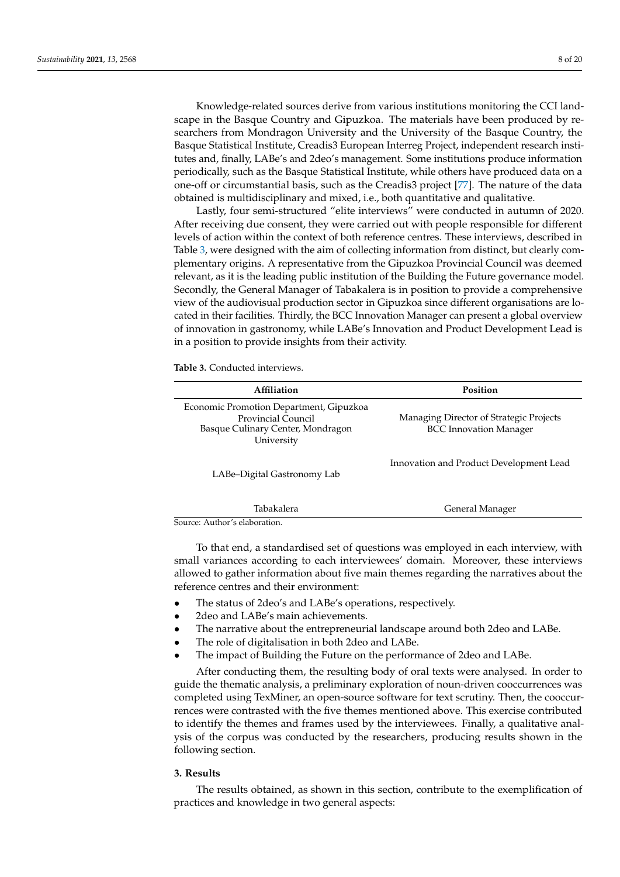Knowledge-related sources derive from various institutions monitoring the CCI landscape in the Basque Country and Gipuzkoa. The materials have been produced by researchers from Mondragon University and the University of the Basque Country, the Basque Statistical Institute, Creadis3 European Interreg Project, independent research institutes and, finally, LABe's and 2deo's management. Some institutions produce information periodically, such as the Basque Statistical Institute, while others have produced data on a one-off or circumstantial basis, such as the Creadis3 project [77]. The nature of the data obtained is multidisciplinary and mixed, i.e., both quantitative and qualitative.

Lastly, four semi-structured "elite interviews" were conducted in autumn of 2020. After receiving due consent, they were carried out with people responsible for different levels of action within the context of both reference centres. These interviews, described in Table 3, were designed with the aim of collecting information from distinct, but clearly complementary origins. A representative from the Gipuzkoa Provincial Council was deemed relevant, as it is the leading public institution of the Building the Future governance model. Secondly, the General Manager of Tabakalera is in position to provide a comprehensive view of the audiovisual production sector in Gipuzkoa since different organisations are located in their facilities. Thirdly, the BCC Innovation Manager can present a global overview of innovation in gastronomy, while LABe's Innovation and Product Development Lead is in a position to provide insights from their activity.

**Table 3.** Conducted interviews.

| Affiliation | Position |
| --- | --- |
| Economic Promotion Department, Gipuzkoa Provincial Council | Managing Director of Strategic Projects |
| Basque Culinary Center, Mondragon University | BCC Innovation Manager |
| LABe–Digital Gastronomy Lab | Innovation and Product Development Lead |
| Tabakalera | General Manager |

Source: Author's elaboration.

To that end, a standardised set of questions was employed in each interview, with small variances according to each interviewees' domain. Moreover, these interviews allowed to gather information about five main themes regarding the narratives about the reference centres and their environment:

- The status of 2deo's and LABe's operations, respectively.
- 2deo and LABe's main achievements.
- The narrative about the entrepreneurial landscape around both 2deo and LABe.
- The role of digitalisation in both 2deo and LABe.
- The impact of Building the Future on the performance of 2deo and LABe.

After conducting them, the resulting body of oral texts were analysed. In order to guide the thematic analysis, a preliminary exploration of noun-driven cooccurrences was completed using TexMiner, an open-source software for text scrutiny. Then, the cooccurrences were contrasted with the five themes mentioned above. This exercise contributed to identify the themes and frames used by the interviewees. Finally, a qualitative analysis of the corpus was conducted by the researchers, producing results shown in the following section.

## 3. Results

The results obtained, as shown in this section, contribute to the exemplification of practices and knowledge in two general aspects: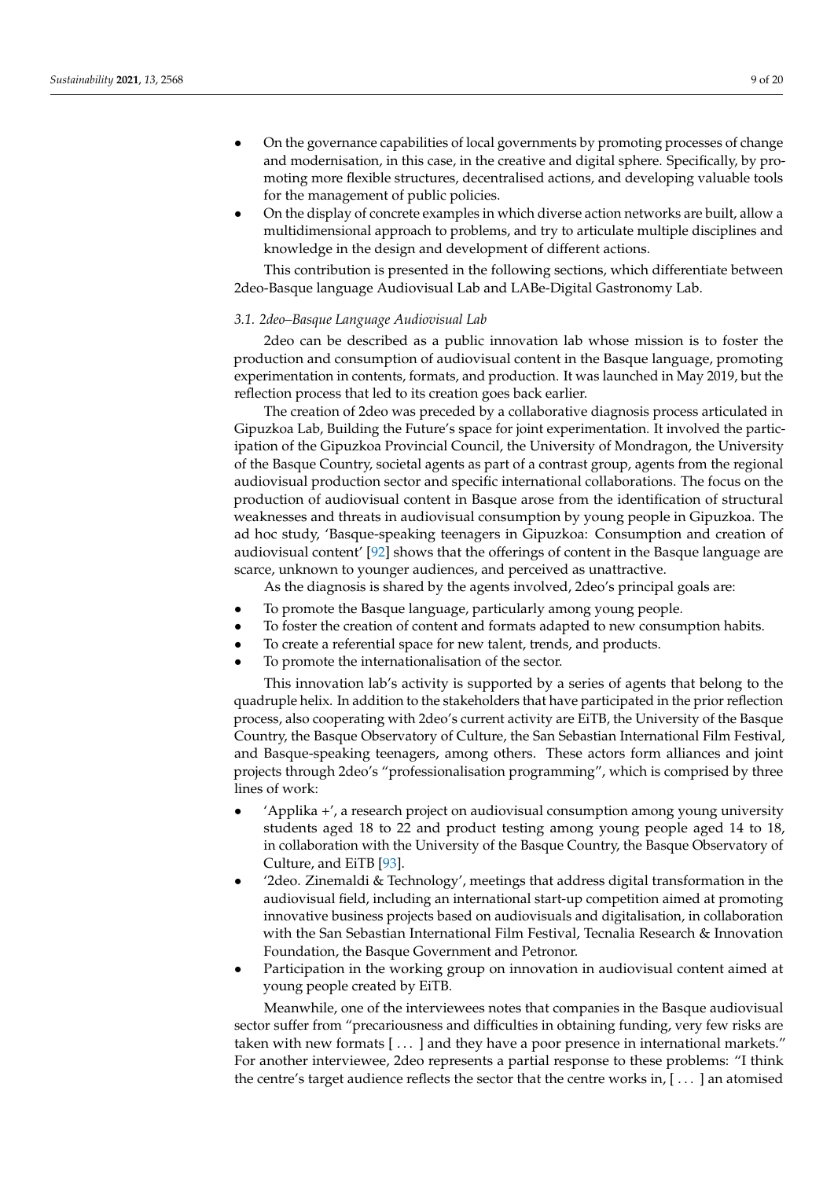- On the governance capabilities of local governments by promoting processes of change and modernisation, in this case, in the creative and digital sphere. Specifically, by promoting more flexible structures, decentralised actions, and developing valuable tools for the management of public policies.
- On the display of concrete examples in which diverse action networks are built, allow a multidimensional approach to problems, and try to articulate multiple disciplines and knowledge in the design and development of different actions.

This contribution is presented in the following sections, which differentiate between 2deo-Basque language Audiovisual Lab and LABe-Digital Gastronomy Lab.

### 3.1. 2deo–Basque Language Audiovisual Lab

2deo can be described as a public innovation lab whose mission is to foster the production and consumption of audiovisual content in the Basque language, promoting experimentation in contents, formats, and production. It was launched in May 2019, but the reflection process that led to its creation goes back earlier.

The creation of 2deo was preceded by a collaborative diagnosis process articulated in Gipuzkoa Lab, Building the Future's space for joint experimentation. It involved the participation of the Gipuzkoa Provincial Council, the University of Mondragon, the University of the Basque Country, societal agents as part of a contrast group, agents from the regional audiovisual production sector and specific international collaborations. The focus on the production of audiovisual content in Basque arose from the identification of structural weaknesses and threats in audiovisual consumption by young people in Gipuzkoa. The ad hoc study, 'Basque-speaking teenagers in Gipuzkoa: Consumption and creation of audiovisual content' [92] shows that the offerings of content in the Basque language are scarce, unknown to younger audiences, and perceived as unattractive.

As the diagnosis is shared by the agents involved, 2deo's principal goals are:

- To promote the Basque language, particularly among young people.
- To foster the creation of content and formats adapted to new consumption habits.
- To create a referential space for new talent, trends, and products.
- To promote the internationalisation of the sector.

This innovation lab's activity is supported by a series of agents that belong to the quadruple helix. In addition to the stakeholders that have participated in the prior reflection process, also cooperating with 2deo's current activity are EiTB, the University of the Basque Country, the Basque Observatory of Culture, the San Sebastian International Film Festival, and Basque-speaking teenagers, among others. These actors form alliances and joint projects through 2deo's "professionalisation programming", which is comprised by three lines of work:

- 'Applika +', a research project on audiovisual consumption among young university students aged 18 to 22 and product testing among young people aged 14 to 18, in collaboration with the University of the Basque Country, the Basque Observatory of Culture, and EiTB [93].
- '2deo. Zinemaldi & Technology', meetings that address digital transformation in the audiovisual field, including an international start-up competition aimed at promoting innovative business projects based on audiovisuals and digitalisation, in collaboration with the San Sebastian International Film Festival, Tecnalia Research & Innovation Foundation, the Basque Government and Petronor.
- Participation in the working group on innovation in audiovisual content aimed at young people created by EiTB.

Meanwhile, one of the interviewees notes that companies in the Basque audiovisual sector suffer from "precariousness and difficulties in obtaining funding, very few risks are taken with new formats [ . . . ] and they have a poor presence in international markets." For another interviewee, 2deo represents a partial response to these problems: "I think the centre's target audience reflects the sector that the centre works in, [ . . . ] an atomised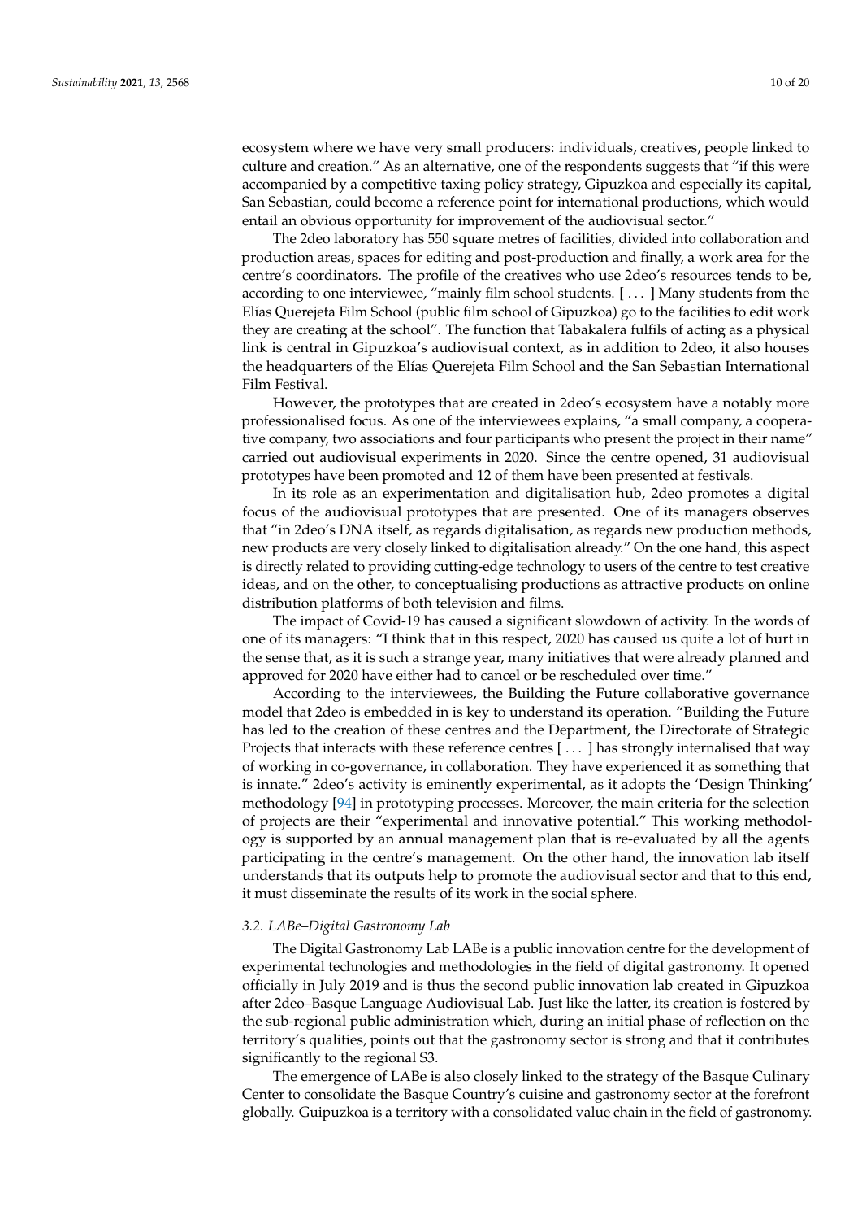ecosystem where we have very small producers: individuals, creatives, people linked to culture and creation." As an alternative, one of the respondents suggests that "if this were accompanied by a competitive taxing policy strategy, Gipuzkoa and especially its capital, San Sebastian, could become a reference point for international productions, which would entail an obvious opportunity for improvement of the audiovisual sector."

The 2deo laboratory has 550 square metres of facilities, divided into collaboration and production areas, spaces for editing and post-production and finally, a work area for the centre's coordinators. The profile of the creatives who use 2deo's resources tends to be, according to one interviewee, "mainly film school students. [ . . . ] Many students from the Elías Querejeta Film School (public film school of Gipuzkoa) go to the facilities to edit work they are creating at the school". The function that Tabakalera fulfils of acting as a physical link is central in Gipuzkoa's audiovisual context, as in addition to 2deo, it also houses the headquarters of the Elías Querejeta Film School and the San Sebastian International Film Festival.

However, the prototypes that are created in 2deo's ecosystem have a notably more professionalised focus. As one of the interviewees explains, "a small company, a cooperative company, two associations and four participants who present the project in their name" carried out audiovisual experiments in 2020. Since the centre opened, 31 audiovisual prototypes have been promoted and 12 of them have been presented at festivals.

In its role as an experimentation and digitalisation hub, 2deo promotes a digital focus of the audiovisual prototypes that are presented. One of its managers observes that "in 2deo's DNA itself, as regards digitalisation, as regards new production methods, new products are very closely linked to digitalisation already." On the one hand, this aspect is directly related to providing cutting-edge technology to users of the centre to test creative ideas, and on the other, to conceptualising productions as attractive products on online distribution platforms of both television and films.

The impact of Covid-19 has caused a significant slowdown of activity. In the words of one of its managers: "I think that in this respect, 2020 has caused us quite a lot of hurt in the sense that, as it is such a strange year, many initiatives that were already planned and approved for 2020 have either had to cancel or be rescheduled over time."

According to the interviewees, the Building the Future collaborative governance model that 2deo is embedded in is key to understand its operation. "Building the Future has led to the creation of these centres and the Department, the Directorate of Strategic Projects that interacts with these reference centres [ . . . ] has strongly internalised that way of working in co-governance, in collaboration. They have experienced it as something that is innate." 2deo's activity is eminently experimental, as it adopts the 'Design Thinking' methodology [94] in prototyping processes. Moreover, the main criteria for the selection of projects are their "experimental and innovative potential." This working methodology is supported by an annual management plan that is re-evaluated by all the agents participating in the centre's management. On the other hand, the innovation lab itself understands that its outputs help to promote the audiovisual sector and that to this end, it must disseminate the results of its work in the social sphere.

### 3.2. LABe–Digital Gastronomy Lab

The Digital Gastronomy Lab LABe is a public innovation centre for the development of experimental technologies and methodologies in the field of digital gastronomy. It opened officially in July 2019 and is thus the second public innovation lab created in Gipuzkoa after 2deo–Basque Language Audiovisual Lab. Just like the latter, its creation is fostered by the sub-regional public administration which, during an initial phase of reflection on the territory's qualities, points out that the gastronomy sector is strong and that it contributes significantly to the regional S3.

The emergence of LABe is also closely linked to the strategy of the Basque Culinary Center to consolidate the Basque Country's cuisine and gastronomy sector at the forefront globally. Guipuzkoa is a territory with a consolidated value chain in the field of gastronomy.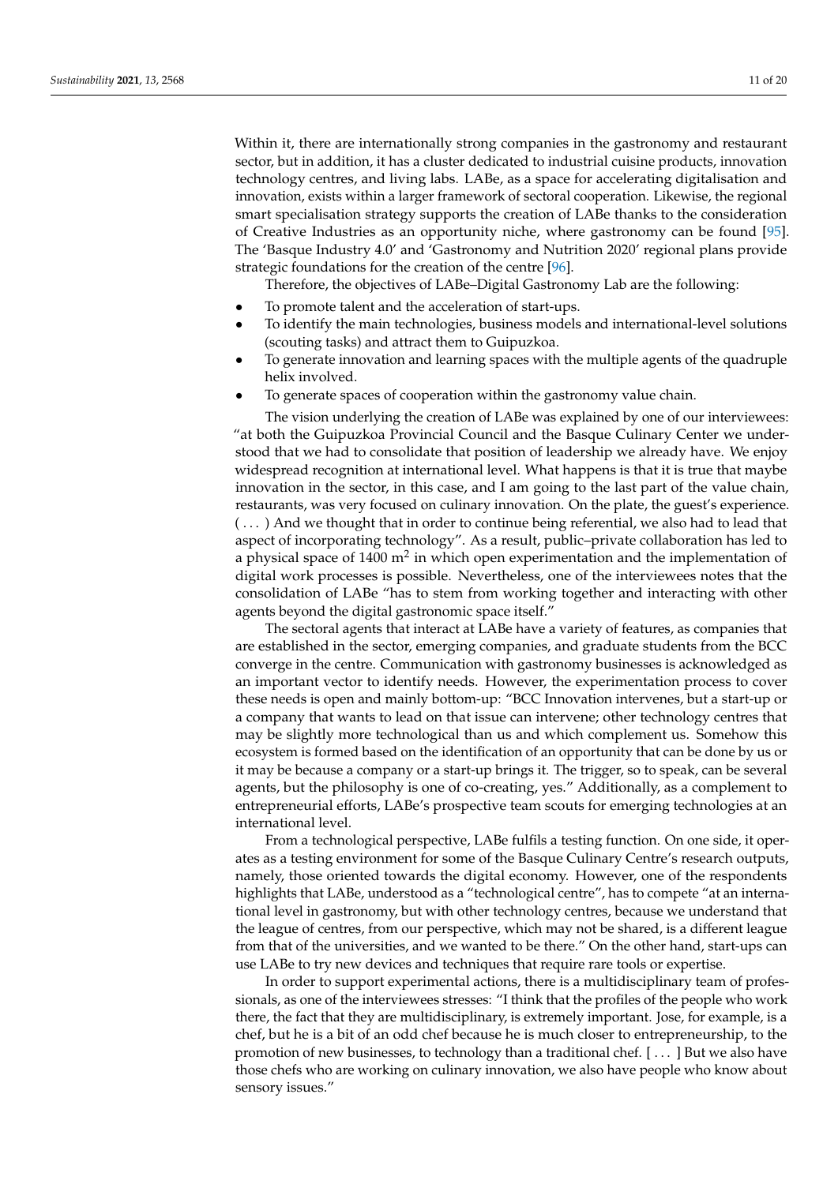Within it, there are internationally strong companies in the gastronomy and restaurant sector, but in addition, it has a cluster dedicated to industrial cuisine products, innovation technology centres, and living labs. LABe, as a space for accelerating digitalisation and innovation, exists within a larger framework of sectoral cooperation. Likewise, the regional smart specialisation strategy supports the creation of LABe thanks to the consideration of Creative Industries as an opportunity niche, where gastronomy can be found [95]. The 'Basque Industry 4.0' and 'Gastronomy and Nutrition 2020' regional plans provide strategic foundations for the creation of the centre [96].

Therefore, the objectives of LABe–Digital Gastronomy Lab are the following:

- To promote talent and the acceleration of start-ups.
- To identify the main technologies, business models and international-level solutions (scouting tasks) and attract them to Guipuzkoa.
- To generate innovation and learning spaces with the multiple agents of the quadruple helix involved.
- To generate spaces of cooperation within the gastronomy value chain.

The vision underlying the creation of LABe was explained by one of our interviewees: "at both the Guipuzkoa Provincial Council and the Basque Culinary Center we understood that we had to consolidate that position of leadership we already have. We enjoy widespread recognition at international level. What happens is that it is true that maybe innovation in the sector, in this case, and I am going to the last part of the value chain, restaurants, was very focused on culinary innovation. On the plate, the guest's experience. ( . . . ) And we thought that in order to continue being referential, we also had to lead that aspect of incorporating technology". As a result, public–private collaboration has led to a physical space of 1400 m$^2$ in which open experimentation and the implementation of digital work processes is possible. Nevertheless, one of the interviewees notes that the consolidation of LABe "has to stem from working together and interacting with other agents beyond the digital gastronomic space itself."

The sectoral agents that interact at LABe have a variety of features, as companies that are established in the sector, emerging companies, and graduate students from the BCC converge in the centre. Communication with gastronomy businesses is acknowledged as an important vector to identify needs. However, the experimentation process to cover these needs is open and mainly bottom-up: "BCC Innovation intervenes, but a start-up or a company that wants to lead on that issue can intervene; other technology centres that may be slightly more technological than us and which complement us. Somehow this ecosystem is formed based on the identification of an opportunity that can be done by us or it may be because a company or a start-up brings it. The trigger, so to speak, can be several agents, but the philosophy is one of co-creating, yes." Additionally, as a complement to entrepreneurial efforts, LABe's prospective team scouts for emerging technologies at an international level.

From a technological perspective, LABe fulfils a testing function. On one side, it operates as a testing environment for some of the Basque Culinary Centre's research outputs, namely, those oriented towards the digital economy. However, one of the respondents highlights that LABe, understood as a "technological centre", has to compete "at an international level in gastronomy, but with other technology centres, because we understand that the league of centres, from our perspective, which may not be shared, is a different league from that of the universities, and we wanted to be there." On the other hand, start-ups can use LABe to try new devices and techniques that require rare tools or expertise.

In order to support experimental actions, there is a multidisciplinary team of professionals, as one of the interviewees stresses: "I think that the profiles of the people who work there, the fact that they are multidisciplinary, is extremely important. Jose, for example, is a chef, but he is a bit of an odd chef because he is much closer to entrepreneurship, to the promotion of new businesses, to technology than a traditional chef. [ . . . ] But we also have those chefs who are working on culinary innovation, we also have people who know about sensory issues."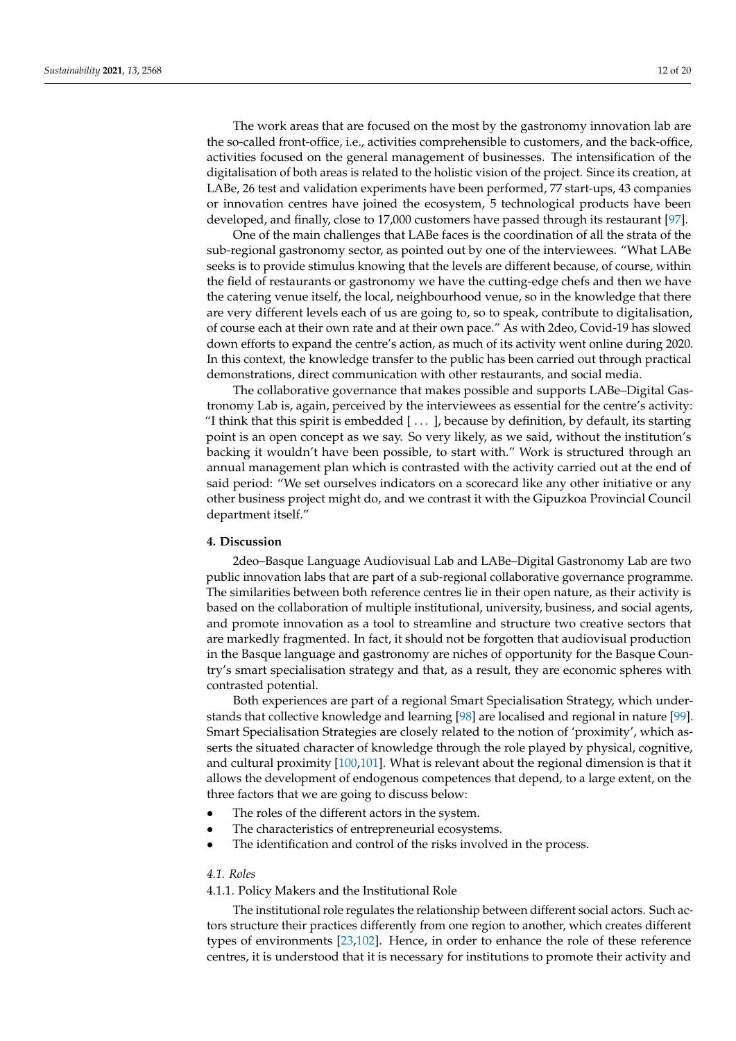The work areas that are focused on the most by the gastronomy innovation lab are the so-called front-office, i.e., activities comprehensible to customers, and the back-office, activities focused on the general management of businesses. The intensification of the digitalisation of both areas is related to the holistic vision of the project. Since its creation, at LABe, 26 test and validation experiments have been performed, 77 start-ups, 43 companies or innovation centres have joined the ecosystem, 5 technological products have been developed, and finally, close to 17,000 customers have passed through its restaurant [97].

One of the main challenges that LABe faces is the coordination of all the strata of the sub-regional gastronomy sector, as pointed out by one of the interviewees. "What LABe seeks is to provide stimulus knowing that the levels are different because, of course, within the field of restaurants or gastronomy we have the cutting-edge chefs and then we have the catering venue itself, the local, neighbourhood venue, so in the knowledge that there are very different levels each of us are going to, so to speak, contribute to digitalisation, of course each at their own rate and at their own pace." As with 2deo, Covid-19 has slowed down efforts to expand the centre's action, as much of its activity went online during 2020. In this context, the knowledge transfer to the public has been carried out through practical demonstrations, direct communication with other restaurants, and social media.

The collaborative governance that makes possible and supports LABe–Digital Gastronomy Lab is, again, perceived by the interviewees as essential for the centre's activity: "I think that this spirit is embedded [ . . . ], because by definition, by default, its starting point is an open concept as we say. So very likely, as we said, without the institution's backing it wouldn't have been possible, to start with." Work is structured through an annual management plan which is contrasted with the activity carried out at the end of said period: "We set ourselves indicators on a scorecard like any other initiative or any other business project might do, and we contrast it with the Gipuzkoa Provincial Council department itself."

## 4. Discussion

2deo–Basque Language Audiovisual Lab and LABe–Digital Gastronomy Lab are two public innovation labs that are part of a sub-regional collaborative governance programme. The similarities between both reference centres lie in their open nature, as their activity is based on the collaboration of multiple institutional, university, business, and social agents, and promote innovation as a tool to streamline and structure two creative sectors that are markedly fragmented. In fact, it should not be forgotten that audiovisual production in the Basque language and gastronomy are niches of opportunity for the Basque Country's smart specialisation strategy and that, as a result, they are economic spheres with contrasted potential.

Both experiences are part of a regional Smart Specialisation Strategy, which understands that collective knowledge and learning [98] are localised and regional in nature [99]. Smart Specialisation Strategies are closely related to the notion of 'proximity', which asserts the situated character of knowledge through the role played by physical, cognitive, and cultural proximity [100,101]. What is relevant about the regional dimension is that it allows the development of endogenous competences that depend, to a large extent, on the three factors that we are going to discuss below:

- The roles of the different actors in the system.
- The characteristics of entrepreneurial ecosystems.
- The identification and control of the risks involved in the process.

### 4.1. Roles

#### 4.1.1. Policy Makers and the Institutional Role

The institutional role regulates the relationship between different social actors. Such actors structure their practices differently from one region to another, which creates different types of environments [23,102]. Hence, in order to enhance the role of these reference centres, it is understood that it is necessary for institutions to promote their activity and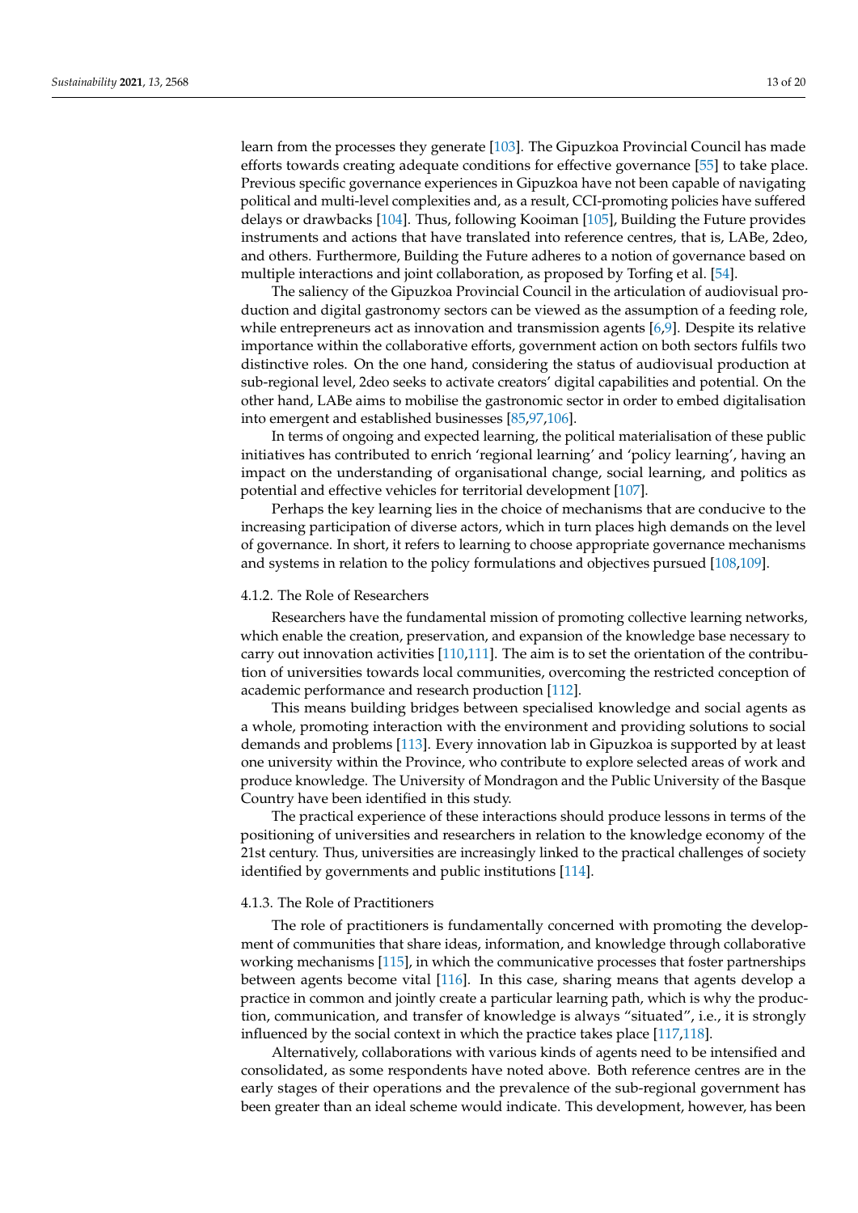learn from the processes they generate [103]. The Gipuzkoa Provincial Council has made efforts towards creating adequate conditions for effective governance [55] to take place. Previous specific governance experiences in Gipuzkoa have not been capable of navigating political and multi-level complexities and, as a result, CCI-promoting policies have suffered delays or drawbacks [104]. Thus, following Kooiman [105], Building the Future provides instruments and actions that have translated into reference centres, that is, LABe, 2deo, and others. Furthermore, Building the Future adheres to a notion of governance based on multiple interactions and joint collaboration, as proposed by Torfing et al. [54].

The saliency of the Gipuzkoa Provincial Council in the articulation of audiovisual production and digital gastronomy sectors can be viewed as the assumption of a feeding role, while entrepreneurs act as innovation and transmission agents [6,9]. Despite its relative importance within the collaborative efforts, government action on both sectors fulfils two distinctive roles. On the one hand, considering the status of audiovisual production at sub-regional level, 2deo seeks to activate creators' digital capabilities and potential. On the other hand, LABe aims to mobilise the gastronomic sector in order to embed digitalisation into emergent and established businesses [85,97,106].

In terms of ongoing and expected learning, the political materialisation of these public initiatives has contributed to enrich 'regional learning' and 'policy learning', having an impact on the understanding of organisational change, social learning, and politics as potential and effective vehicles for territorial development [107].

Perhaps the key learning lies in the choice of mechanisms that are conducive to the increasing participation of diverse actors, which in turn places high demands on the level of governance. In short, it refers to learning to choose appropriate governance mechanisms and systems in relation to the policy formulations and objectives pursued [108,109].

#### 4.1.2. The Role of Researchers

Researchers have the fundamental mission of promoting collective learning networks, which enable the creation, preservation, and expansion of the knowledge base necessary to carry out innovation activities [110,111]. The aim is to set the orientation of the contribution of universities towards local communities, overcoming the restricted conception of academic performance and research production [112].

This means building bridges between specialised knowledge and social agents as a whole, promoting interaction with the environment and providing solutions to social demands and problems [113]. Every innovation lab in Gipuzkoa is supported by at least one university within the Province, who contribute to explore selected areas of work and produce knowledge. The University of Mondragon and the Public University of the Basque Country have been identified in this study.

The practical experience of these interactions should produce lessons in terms of the positioning of universities and researchers in relation to the knowledge economy of the 21st century. Thus, universities are increasingly linked to the practical challenges of society identified by governments and public institutions [114].

#### 4.1.3. The Role of Practitioners

The role of practitioners is fundamentally concerned with promoting the development of communities that share ideas, information, and knowledge through collaborative working mechanisms [115], in which the communicative processes that foster partnerships between agents become vital [116]. In this case, sharing means that agents develop a practice in common and jointly create a particular learning path, which is why the production, communication, and transfer of knowledge is always "situated", i.e., it is strongly influenced by the social context in which the practice takes place [117,118].

Alternatively, collaborations with various kinds of agents need to be intensified and consolidated, as some respondents have noted above. Both reference centres are in the early stages of their operations and the prevalence of the sub-regional government has been greater than an ideal scheme would indicate. This development, however, has been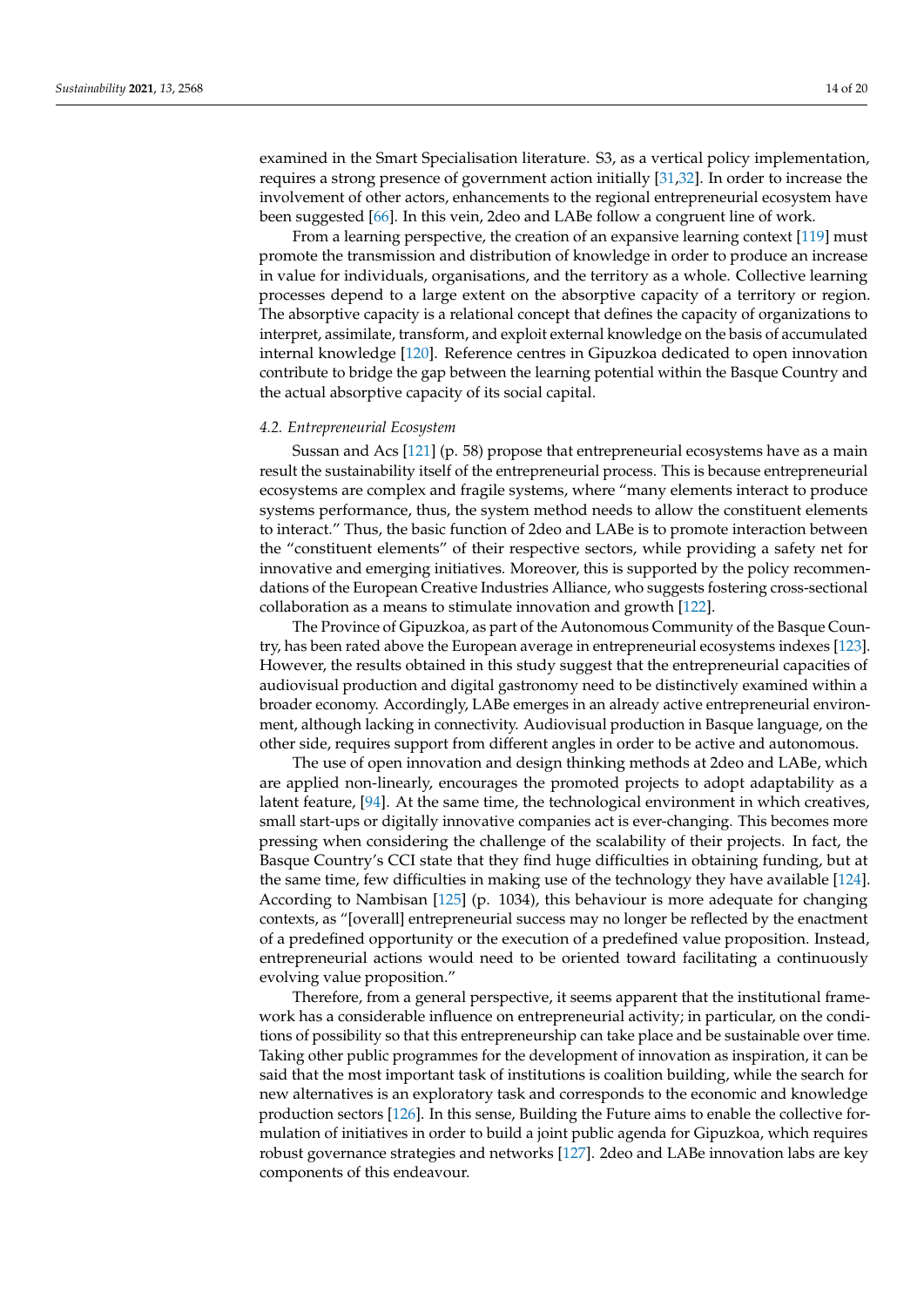examined in the Smart Specialisation literature. S3, as a vertical policy implementation, requires a strong presence of government action initially [31,32]. In order to increase the involvement of other actors, enhancements to the regional entrepreneurial ecosystem have been suggested [66]. In this vein, 2deo and LABe follow a congruent line of work.

From a learning perspective, the creation of an expansive learning context [119] must promote the transmission and distribution of knowledge in order to produce an increase in value for individuals, organisations, and the territory as a whole. Collective learning processes depend to a large extent on the absorptive capacity of a territory or region. The absorptive capacity is a relational concept that defines the capacity of organizations to interpret, assimilate, transform, and exploit external knowledge on the basis of accumulated internal knowledge [120]. Reference centres in Gipuzkoa dedicated to open innovation contribute to bridge the gap between the learning potential within the Basque Country and the actual absorptive capacity of its social capital.

### *4.2. Entrepreneurial Ecosystem*

Sussan and Acs [121] (p. 58) propose that entrepreneurial ecosystems have as a main result the sustainability itself of the entrepreneurial process. This is because entrepreneurial ecosystems are complex and fragile systems, where "many elements interact to produce systems performance, thus, the system method needs to allow the constituent elements to interact." Thus, the basic function of 2deo and LABe is to promote interaction between the "constituent elements" of their respective sectors, while providing a safety net for innovative and emerging initiatives. Moreover, this is supported by the policy recommendations of the European Creative Industries Alliance, who suggests fostering cross-sectional collaboration as a means to stimulate innovation and growth [122].

The Province of Gipuzkoa, as part of the Autonomous Community of the Basque Country, has been rated above the European average in entrepreneurial ecosystems indexes [123]. However, the results obtained in this study suggest that the entrepreneurial capacities of audiovisual production and digital gastronomy need to be distinctively examined within a broader economy. Accordingly, LABe emerges in an already active entrepreneurial environment, although lacking in connectivity. Audiovisual production in Basque language, on the other side, requires support from different angles in order to be active and autonomous.

The use of open innovation and design thinking methods at 2deo and LABe, which are applied non-linearly, encourages the promoted projects to adopt adaptability as a latent feature, [94]. At the same time, the technological environment in which creatives, small start-ups or digitally innovative companies act is ever-changing. This becomes more pressing when considering the challenge of the scalability of their projects. In fact, the Basque Country's CCI state that they find huge difficulties in obtaining funding, but at the same time, few difficulties in making use of the technology they have available [124]. According to Nambisan [125] (p. 1034), this behaviour is more adequate for changing contexts, as "[overall] entrepreneurial success may no longer be reflected by the enactment of a predefined opportunity or the execution of a predefined value proposition. Instead, entrepreneurial actions would need to be oriented toward facilitating a continuously evolving value proposition."

Therefore, from a general perspective, it seems apparent that the institutional framework has a considerable influence on entrepreneurial activity; in particular, on the conditions of possibility so that this entrepreneurship can take place and be sustainable over time. Taking other public programmes for the development of innovation as inspiration, it can be said that the most important task of institutions is coalition building, while the search for new alternatives is an exploratory task and corresponds to the economic and knowledge production sectors [126]. In this sense, Building the Future aims to enable the collective formulation of initiatives in order to build a joint public agenda for Gipuzkoa, which requires robust governance strategies and networks [127]. 2deo and LABe innovation labs are key components of this endeavour.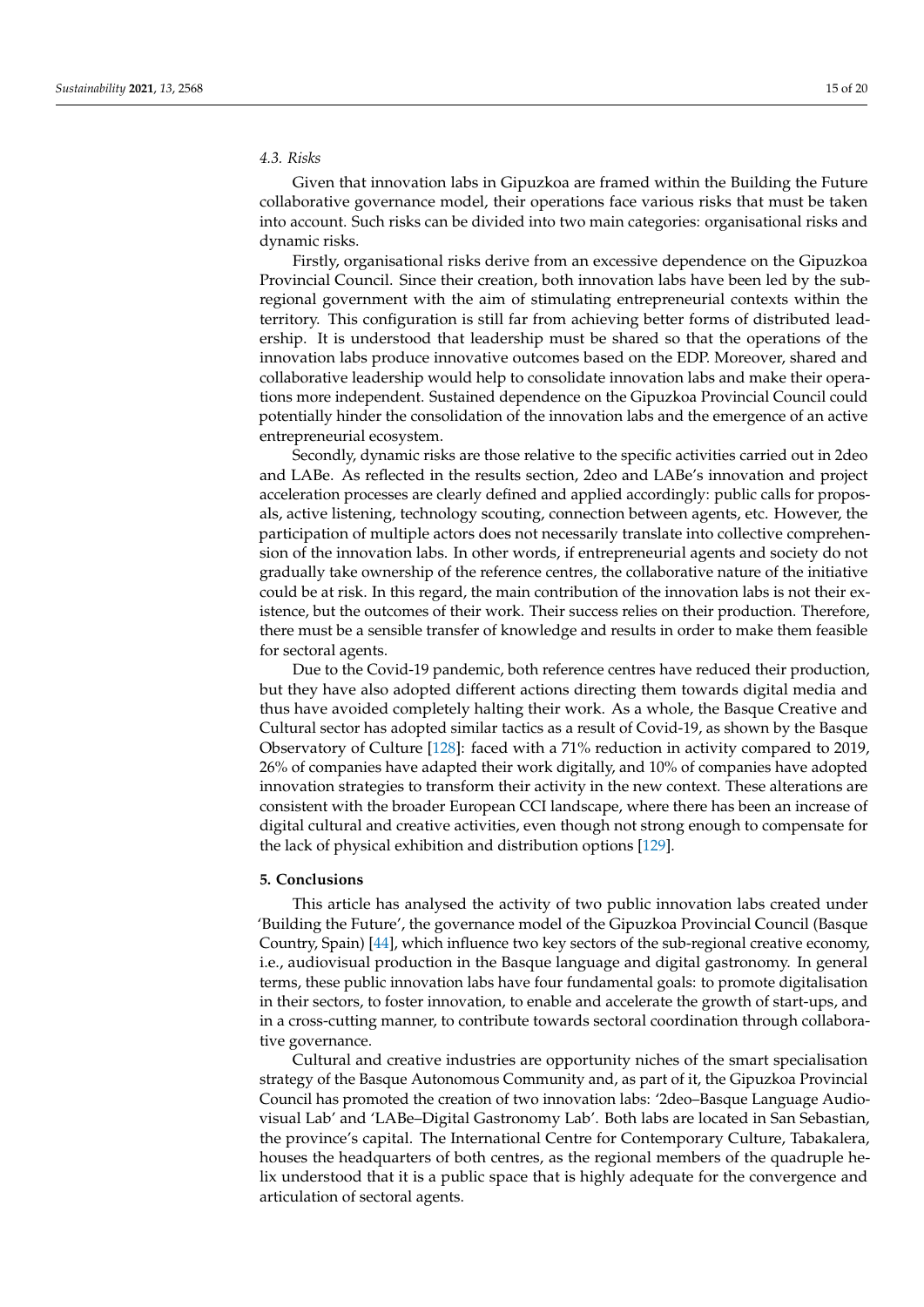### 4.3. Risks

Given that innovation labs in Gipuzkoa are framed within the Building the Future collaborative governance model, their operations face various risks that must be taken into account. Such risks can be divided into two main categories: organisational risks and dynamic risks.

Firstly, organisational risks derive from an excessive dependence on the Gipuzkoa Provincial Council. Since their creation, both innovation labs have been led by the sub-regional government with the aim of stimulating entrepreneurial contexts within the territory. This configuration is still far from achieving better forms of distributed leadership. It is understood that leadership must be shared so that the operations of the innovation labs produce innovative outcomes based on the EDP. Moreover, shared and collaborative leadership would help to consolidate innovation labs and make their operations more independent. Sustained dependence on the Gipuzkoa Provincial Council could potentially hinder the consolidation of the innovation labs and the emergence of an active entrepreneurial ecosystem.

Secondly, dynamic risks are those relative to the specific activities carried out in 2deo and LABe. As reflected in the results section, 2deo and LABe's innovation and project acceleration processes are clearly defined and applied accordingly: public calls for proposals, active listening, technology scouting, connection between agents, etc. However, the participation of multiple actors does not necessarily translate into collective comprehension of the innovation labs. In other words, if entrepreneurial agents and society do not gradually take ownership of the reference centres, the collaborative nature of the initiative could be at risk. In this regard, the main contribution of the innovation labs is not their existence, but the outcomes of their work. Their success relies on their production. Therefore, there must be a sensible transfer of knowledge and results in order to make them feasible for sectoral agents.

Due to the Covid-19 pandemic, both reference centres have reduced their production, but they have also adopted different actions directing them towards digital media and thus have avoided completely halting their work. As a whole, the Basque Creative and Cultural sector has adopted similar tactics as a result of Covid-19, as shown by the Basque Observatory of Culture [128]: faced with a 71% reduction in activity compared to 2019, 26% of companies have adapted their work digitally, and 10% of companies have adopted innovation strategies to transform their activity in the new context. These alterations are consistent with the broader European CCI landscape, where there has been an increase of digital cultural and creative activities, even though not strong enough to compensate for the lack of physical exhibition and distribution options [129].

## 5. Conclusions

This article has analysed the activity of two public innovation labs created under 'Building the Future', the governance model of the Gipuzkoa Provincial Council (Basque Country, Spain) [44], which influence two key sectors of the sub-regional creative economy, i.e., audiovisual production in the Basque language and digital gastronomy. In general terms, these public innovation labs have four fundamental goals: to promote digitalisation in their sectors, to foster innovation, to enable and accelerate the growth of start-ups, and in a cross-cutting manner, to contribute towards sectoral coordination through collaborative governance.

Cultural and creative industries are opportunity niches of the smart specialisation strategy of the Basque Autonomous Community and, as part of it, the Gipuzkoa Provincial Council has promoted the creation of two innovation labs: '2deo–Basque Language Audiovisual Lab' and 'LABe–Digital Gastronomy Lab'. Both labs are located in San Sebastian, the province's capital. The International Centre for Contemporary Culture, Tabakalera, houses the headquarters of both centres, as the regional members of the quadruple helix understood that it is a public space that is highly adequate for the convergence and articulation of sectoral agents.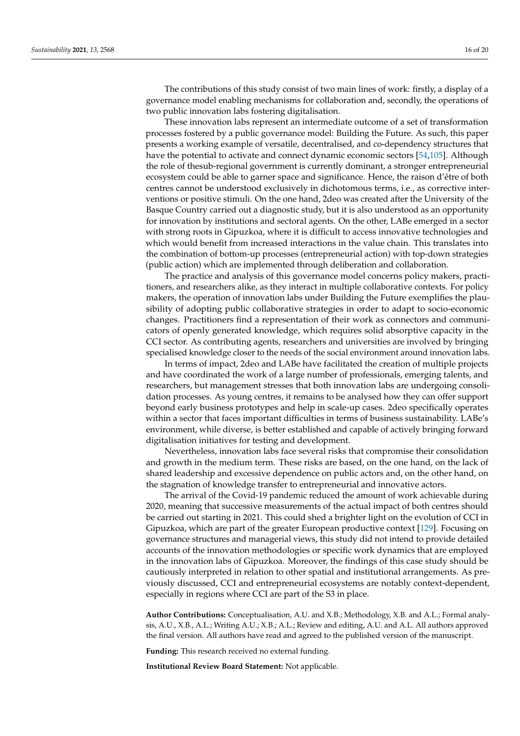The contributions of this study consist of two main lines of work: firstly, a display of a governance model enabling mechanisms for collaboration and, secondly, the operations of two public innovation labs fostering digitalisation.

These innovation labs represent an intermediate outcome of a set of transformation processes fostered by a public governance model: Building the Future. As such, this paper presents a working example of versatile, decentralised, and co-dependency structures that have the potential to activate and connect dynamic economic sectors [54,105]. Although the role of thesub-regional government is currently dominant, a stronger entrepreneurial ecosystem could be able to garner space and significance. Hence, the raison d'être of both centres cannot be understood exclusively in dichotomous terms, i.e., as corrective interventions or positive stimuli. On the one hand, 2deo was created after the University of the Basque Country carried out a diagnostic study, but it is also understood as an opportunity for innovation by institutions and sectoral agents. On the other, LABe emerged in a sector with strong roots in Gipuzkoa, where it is difficult to access innovative technologies and which would benefit from increased interactions in the value chain. This translates into the combination of bottom-up processes (entrepreneurial action) with top-down strategies (public action) which are implemented through deliberation and collaboration.

The practice and analysis of this governance model concerns policy makers, practitioners, and researchers alike, as they interact in multiple collaborative contexts. For policy makers, the operation of innovation labs under Building the Future exemplifies the plausibility of adopting public collaborative strategies in order to adapt to socio-economic changes. Practitioners find a representation of their work as connectors and communicators of openly generated knowledge, which requires solid absorptive capacity in the CCI sector. As contributing agents, researchers and universities are involved by bringing specialised knowledge closer to the needs of the social environment around innovation labs.

In terms of impact, 2deo and LABe have facilitated the creation of multiple projects and have coordinated the work of a large number of professionals, emerging talents, and researchers, but management stresses that both innovation labs are undergoing consolidation processes. As young centres, it remains to be analysed how they can offer support beyond early business prototypes and help in scale-up cases. 2deo specifically operates within a sector that faces important difficulties in terms of business sustainability. LABe's environment, while diverse, is better established and capable of actively bringing forward digitalisation initiatives for testing and development.

Nevertheless, innovation labs face several risks that compromise their consolidation and growth in the medium term. These risks are based, on the one hand, on the lack of shared leadership and excessive dependence on public actors and, on the other hand, on the stagnation of knowledge transfer to entrepreneurial and innovative actors.

The arrival of the Covid-19 pandemic reduced the amount of work achievable during 2020, meaning that successive measurements of the actual impact of both centres should be carried out starting in 2021. This could shed a brighter light on the evolution of CCI in Gipuzkoa, which are part of the greater European productive context [129]. Focusing on governance structures and managerial views, this study did not intend to provide detailed accounts of the innovation methodologies or specific work dynamics that are employed in the innovation labs of Gipuzkoa. Moreover, the findings of this case study should be cautiously interpreted in relation to other spatial and institutional arrangements. As previously discussed, CCI and entrepreneurial ecosystems are notably context-dependent, especially in regions where CCI are part of the S3 in place.

**Author Contributions:** Conceptualisation, A.U. and X.B.; Methodology, X.B. and A.L.; Formal analysis, A.U., X.B., A.L.; Writing A.U.; X.B.; A.L.; Review and editing, A.U. and A.L. All authors approved the final version. All authors have read and agreed to the published version of the manuscript.

**Funding:** This research received no external funding.

**Institutional Review Board Statement:** Not applicable.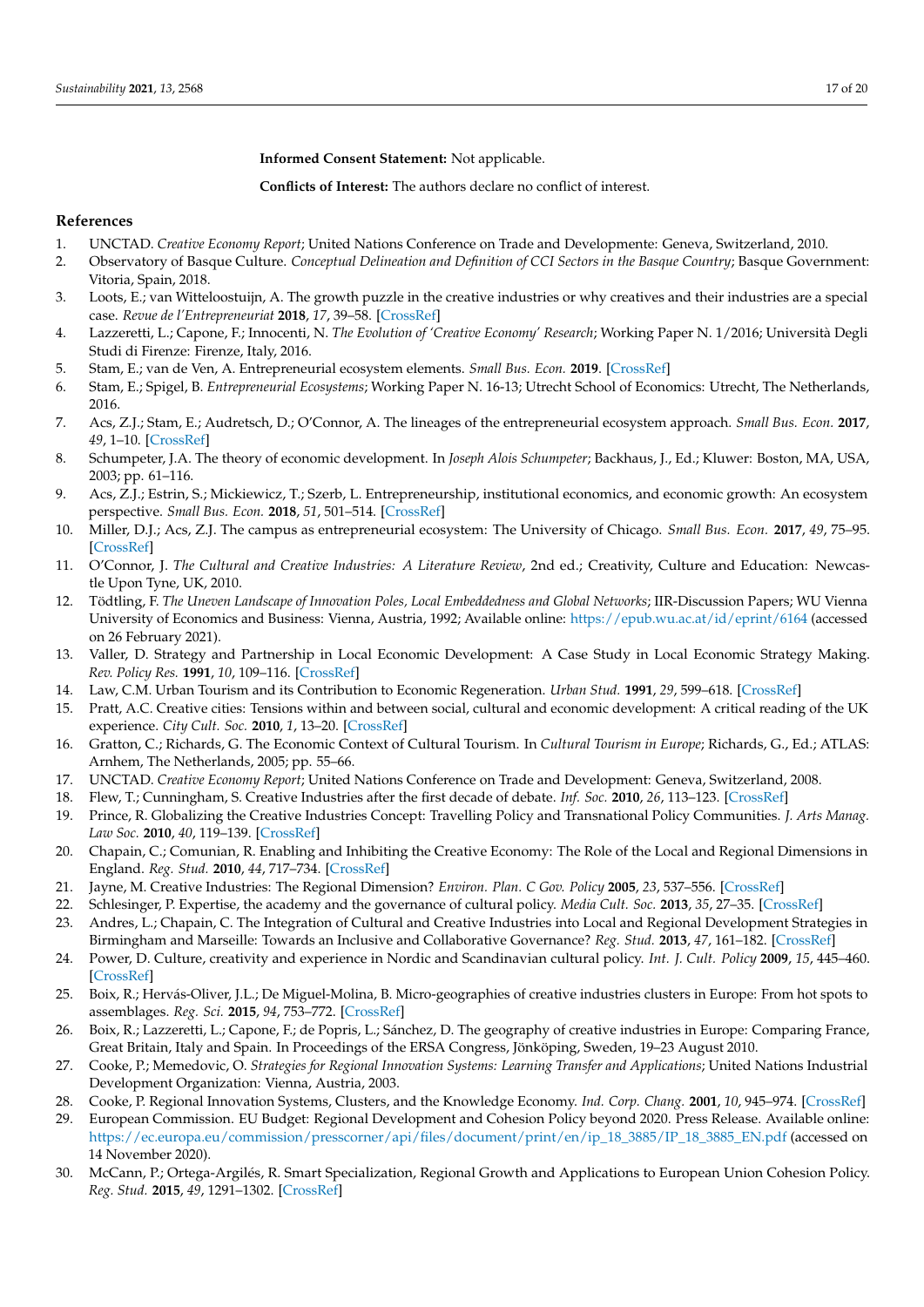**Informed Consent Statement:** Not applicable.

**Conflicts of Interest:** The authors declare no conflict of interest.

## References

1. UNCTAD. *Creative Economy Report*; United Nations Conference on Trade and Developmente: Geneva, Switzerland, 2010.
2. Observatory of Basque Culture. *Conceptual Delineation and Definition of CCI Sectors in the Basque Country*; Basque Government: Vitoria, Spain, 2018.
3. Loots, E.; van Witteloostuijn, A. The growth puzzle in the creative industries or why creatives and their industries are a special case. *Revue de l'Entrepreneuriat* **2018**, *17*, 39–58. [CrossRef]
4. Lazzeretti, L.; Capone, F.; Innocenti, N. *The Evolution of 'Creative Economy' Research*; Working Paper N. 1/2016; Università Degli Studi di Firenze: Firenze, Italy, 2016.
5. Stam, E.; van de Ven, A. Entrepreneurial ecosystem elements. *Small Bus. Econ.* **2019**. [CrossRef]
6. Stam, E.; Spigel, B. *Entrepreneurial Ecosystems*; Working Paper N. 16-13; Utrecht School of Economics: Utrecht, The Netherlands, 2016.
7. Acs, Z.J.; Stam, E.; Audretsch, D.; O'Connor, A. The lineages of the entrepreneurial ecosystem approach. *Small Bus. Econ.* **2017**, *49*, 1–10. [CrossRef]
8. Schumpeter, J.A. The theory of economic development. In *Joseph Alois Schumpeter*; Backhaus, J., Ed.; Kluwer: Boston, MA, USA, 2003; pp. 61–116.
9. Acs, Z.J.; Estrin, S.; Mickiewicz, T.; Szerb, L. Entrepreneurship, institutional economics, and economic growth: An ecosystem perspective. *Small Bus. Econ.* **2018**, *51*, 501–514. [CrossRef]
10. Miller, D.J.; Acs, Z.J. The campus as entrepreneurial ecosystem: The University of Chicago. *Small Bus. Econ.* **2017**, *49*, 75–95. [CrossRef]
11. O'Connor, J. *The Cultural and Creative Industries: A Literature Review*, 2nd ed.; Creativity, Culture and Education: Newcastle Upon Tyne, UK, 2010.
12. Tödtling, F. *The Uneven Landscape of Innovation Poles, Local Embeddedness and Global Networks*; IIR-Discussion Papers; WU Vienna University of Economics and Business: Vienna, Austria, 1992; Available online: https://epub.wu.ac.at/id/eprint/6164 (accessed on 26 February 2021).
13. Valler, D. Strategy and Partnership in Local Economic Development: A Case Study in Local Economic Strategy Making. *Rev. Policy Res.* **1991**, *10*, 109–116. [CrossRef]
14. Law, C.M. Urban Tourism and its Contribution to Economic Regeneration. *Urban Stud.* **1991**, *29*, 599–618. [CrossRef]
15. Pratt, A.C. Creative cities: Tensions within and between social, cultural and economic development: A critical reading of the UK experience. *City Cult. Soc.* **2010**, *1*, 13–20. [CrossRef]
16. Gratton, C.; Richards, G. The Economic Context of Cultural Tourism. In *Cultural Tourism in Europe*; Richards, G., Ed.; ATLAS: Arnhem, The Netherlands, 2005; pp. 55–66.
17. UNCTAD. *Creative Economy Report*; United Nations Conference on Trade and Development: Geneva, Switzerland, 2008.
18. Flew, T.; Cunningham, S. Creative Industries after the first decade of debate. *Inf. Soc.* **2010**, *26*, 113–123. [CrossRef]
19. Prince, R. Globalizing the Creative Industries Concept: Travelling Policy and Transnational Policy Communities. *J. Arts Manag. Law Soc.* **2010**, *40*, 119–139. [CrossRef]
20. Chapain, C.; Comunian, R. Enabling and Inhibiting the Creative Economy: The Role of the Local and Regional Dimensions in England. *Reg. Stud.* **2010**, *44*, 717–734. [CrossRef]
21. Jayne, M. Creative Industries: The Regional Dimension? *Environ. Plan. C Gov. Policy* **2005**, *23*, 537–556. [CrossRef]
22. Schlesinger, P. Expertise, the academy and the governance of cultural policy. *Media Cult. Soc.* **2013**, *35*, 27–35. [CrossRef]
23. Andres, L.; Chapain, C. The Integration of Cultural and Creative Industries into Local and Regional Development Strategies in Birmingham and Marseille: Towards an Inclusive and Collaborative Governance? *Reg. Stud.* **2013**, *47*, 161–182. [CrossRef]
24. Power, D. Culture, creativity and experience in Nordic and Scandinavian cultural policy. *Int. J. Cult. Policy* **2009**, *15*, 445–460. [CrossRef]
25. Boix, R.; Hervás-Oliver, J.L.; De Miguel-Molina, B. Micro-geographies of creative industries clusters in Europe: From hot spots to assemblages. *Reg. Sci.* **2015**, *94*, 753–772. [CrossRef]
26. Boix, R.; Lazzeretti, L.; Capone, F.; de Propris, L.; Sánchez, D. The geography of creative industries in Europe: Comparing France, Great Britain, Italy and Spain. In Proceedings of the ERSA Congress, Jönköping, Sweden, 19–23 August 2010.
27. Cooke, P.; Memedovic, O. *Strategies for Regional Innovation Systems: Learning Transfer and Applications*; United Nations Industrial Development Organization: Vienna, Austria, 2003.
28. Cooke, P. Regional Innovation Systems, Clusters, and the Knowledge Economy. *Ind. Corp. Chang.* **2001**, *10*, 945–974. [CrossRef]
29. European Commission. EU Budget: Regional Development and Cohesion Policy beyond 2020. Press Release. Available online: https://ec.europa.eu/commission/presscorner/api/files/document/print/en/ip_18_3885/IP_18_3885_EN.pdf (accessed on 14 November 2020).
30. McCann, P.; Ortega-Argilés, R. Smart Specialization, Regional Growth and Applications to European Union Cohesion Policy. *Reg. Stud.* **2015**, *49*, 1291–1302. [CrossRef]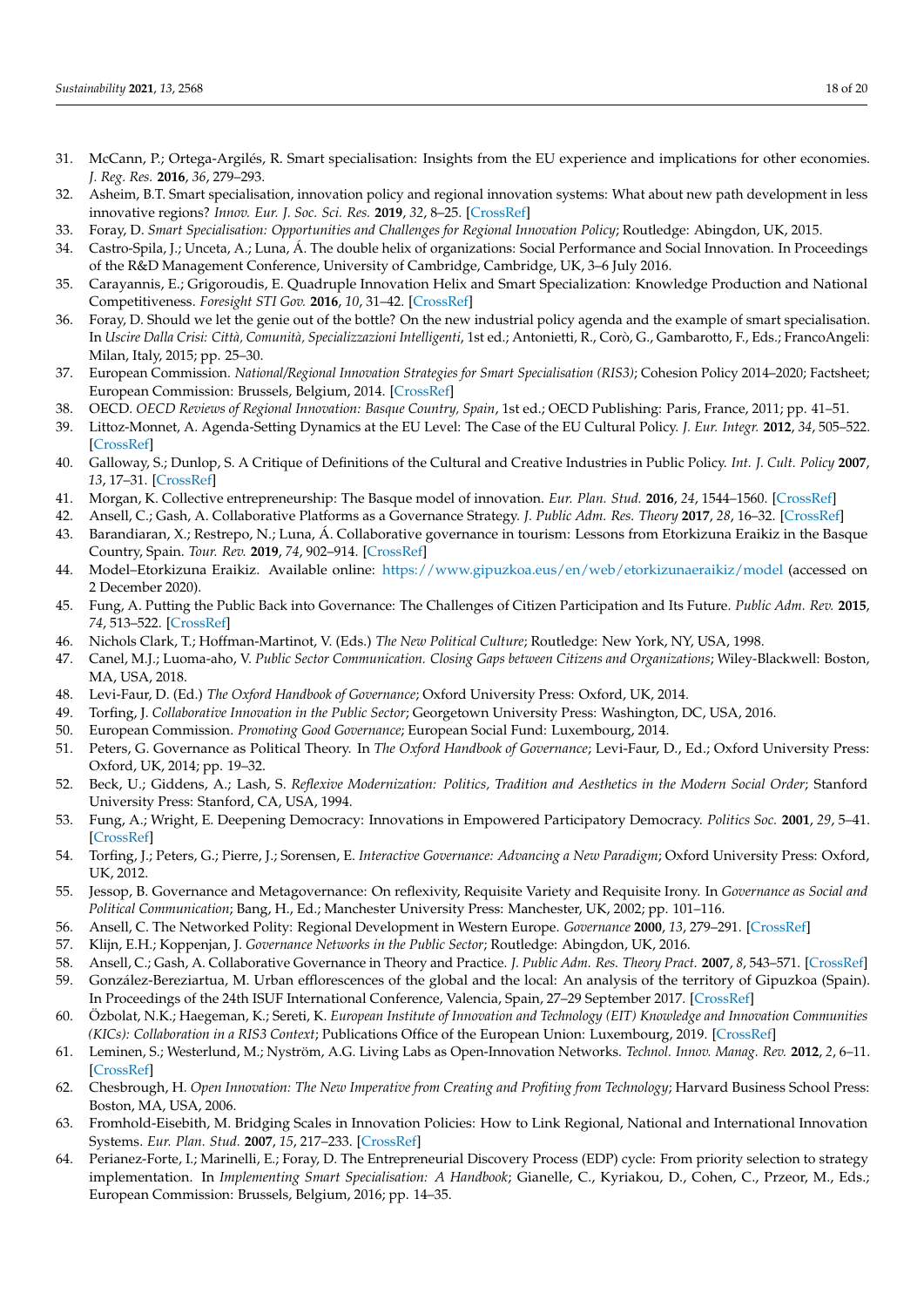31. McCann, P.; Ortega-Argilés, R. Smart specialisation: Insights from the EU experience and implications for other economies. *J. Reg. Res.* **2016**, *36*, 279–293.
32. Asheim, B.T. Smart specialisation, innovation policy and regional innovation systems: What about new path development in less innovative regions? *Innov. Eur. J. Soc. Sci. Res.* **2019**, *32*, 8–25. [CrossRef]
33. Foray, D. *Smart Specialisation: Opportunities and Challenges for Regional Innovation Policy*; Routledge: Abingdon, UK, 2015.
34. Castro-Spila, J.; Unceta, A.; Luna, Á. The double helix of organizations: Social Performance and Social Innovation. In Proceedings of the R&D Management Conference, University of Cambridge, Cambridge, UK, 3–6 July 2016.
35. Carayannis, E.; Grigoroudis, E. Quadruple Innovation Helix and Smart Specialization: Knowledge Production and National Competitiveness. *Foresight STI Gov.* **2016**, *10*, 31–42. [CrossRef]
36. Foray, D. Should we let the genie out of the bottle? On the new industrial policy agenda and the example of smart specialisation. In *Uscire Dalla Crisi: Città, Comunità, Specializzazioni Intelligenti*, 1st ed.; Antonietti, R., Corò, G., Gambarotto, F., Eds.; FrancoAngeli: Milan, Italy, 2015; pp. 25–30.
37. European Commission. *National/Regional Innovation Strategies for Smart Specialisation (RIS3)*; Cohesion Policy 2014–2020; Factsheet; European Commission: Brussels, Belgium, 2014. [CrossRef]
38. OECD. *OECD Reviews of Regional Innovation: Basque Country, Spain*, 1st ed.; OECD Publishing: Paris, France, 2011; pp. 41–51.
39. Littoz-Monnet, A. Agenda-Setting Dynamics at the EU Level: The Case of the EU Cultural Policy. *J. Eur. Integr.* **2012**, *34*, 505–522. [CrossRef]
40. Galloway, S.; Dunlop, S. A Critique of Definitions of the Cultural and Creative Industries in Public Policy. *Int. J. Cult. Policy* **2007**, *13*, 17–31. [CrossRef]
41. Morgan, K. Collective entrepreneurship: The Basque model of innovation. *Eur. Plan. Stud.* **2016**, *24*, 1544–1560. [CrossRef]
42. Ansell, C.; Gash, A. Collaborative Platforms as a Governance Strategy. *J. Public Adm. Res. Theory* **2017**, *28*, 16–32. [CrossRef]
43. Barandiaran, X.; Restrepo, N.; Luna, Á. Collaborative governance in tourism: Lessons from Etorkizuna Eraikiz in the Basque Country, Spain. *Tour. Rev.* **2019**, *74*, 902–914. [CrossRef]
44. Model–Etorkizuna Eraikiz. Available online: https://www.gipuzkoa.eus/en/web/etorkizunaeraikiz/model (accessed on 2 December 2020).
45. Fung, A. Putting the Public Back into Governance: The Challenges of Citizen Participation and Its Future. *Public Adm. Rev.* **2015**, *74*, 513–522. [CrossRef]
46. Nichols Clark, T.; Hoffman-Martinot, V. (Eds.) *The New Political Culture*; Routledge: New York, NY, USA, 1998.
47. Canel, M.J.; Luoma-aho, V. *Public Sector Communication. Closing Gaps between Citizens and Organizations*; Wiley-Blackwell: Boston, MA, USA, 2018.
48. Levi-Faur, D. (Ed.) *The Oxford Handbook of Governance*; Oxford University Press: Oxford, UK, 2014.
49. Torfing, J. *Collaborative Innovation in the Public Sector*; Georgetown University Press: Washington, DC, USA, 2016.
50. European Commission. *Promoting Good Governance*; European Social Fund: Luxembourg, 2014.
51. Peters, G. Governance as Political Theory. In *The Oxford Handbook of Governance*; Levi-Faur, D., Ed.; Oxford University Press: Oxford, UK, 2014; pp. 19–32.
52. Beck, U.; Giddens, A.; Lash, S. *Reflexive Modernization: Politics, Tradition and Aesthetics in the Modern Social Order*; Stanford University Press: Stanford, CA, USA, 1994.
53. Fung, A.; Wright, E. Deepening Democracy: Innovations in Empowered Participatory Democracy. *Politics Soc.* **2001**, *29*, 5–41. [CrossRef]
54. Torfing, J.; Peters, G.; Pierre, J.; Sorensen, E. *Interactive Governance: Advancing a New Paradigm*; Oxford University Press: Oxford, UK, 2012.
55. Jessop, B. Governance and Metagovernance: On reflexivity, Requisite Variety and Requisite Irony. In *Governance as Social and Political Communication*; Bang, H., Ed.; Manchester University Press: Manchester, UK, 2002; pp. 101–116.
56. Ansell, C. The Networked Polity: Regional Development in Western Europe. *Governance* **2000**, *13*, 279–291. [CrossRef]
57. Klijn, E.H.; Koppenjan, J. *Governance Networks in the Public Sector*; Routledge: Abingdon, UK, 2016.
58. Ansell, C.; Gash, A. Collaborative Governance in Theory and Practice. *J. Public Adm. Res. Theory Pract.* **2007**, *8*, 543–571. [CrossRef]
59. González-Bereziartua, M. Urban efflorescences of the global and the local: An analysis of the territory of Gipuzkoa (Spain). In Proceedings of the 24th ISUF International Conference, Valencia, Spain, 27–29 September 2017. [CrossRef]
60. Özbolat, N.K.; Haegeman, K.; Sereti, K. *European Institute of Innovation and Technology (EIT) Knowledge and Innovation Communities (KICs): Collaboration in a RIS3 Context*; Publications Office of the European Union: Luxembourg, 2019. [CrossRef]
61. Leminen, S.; Westerlund, M.; Nyström, A.G. Living Labs as Open-Innovation Networks. *Technol. Innov. Manag. Rev.* **2012**, *2*, 6–11. [CrossRef]
62. Chesbrough, H. *Open Innovation: The New Imperative from Creating and Profiting from Technology*; Harvard Business School Press: Boston, MA, USA, 2006.
63. Fromhold-Eisebith, M. Bridging Scales in Innovation Policies: How to Link Regional, National and International Innovation Systems. *Eur. Plan. Stud.* **2007**, *15*, 217–233. [CrossRef]
64. Perianez-Forte, I.; Marinelli, E.; Foray, D. The Entrepreneurial Discovery Process (EDP) cycle: From priority selection to strategy implementation. In *Implementing Smart Specialisation: A Handbook*; Gianelle, C., Kyriakou, D., Cohen, C., Przeor, M., Eds.; European Commission: Brussels, Belgium, 2016; pp. 14–35.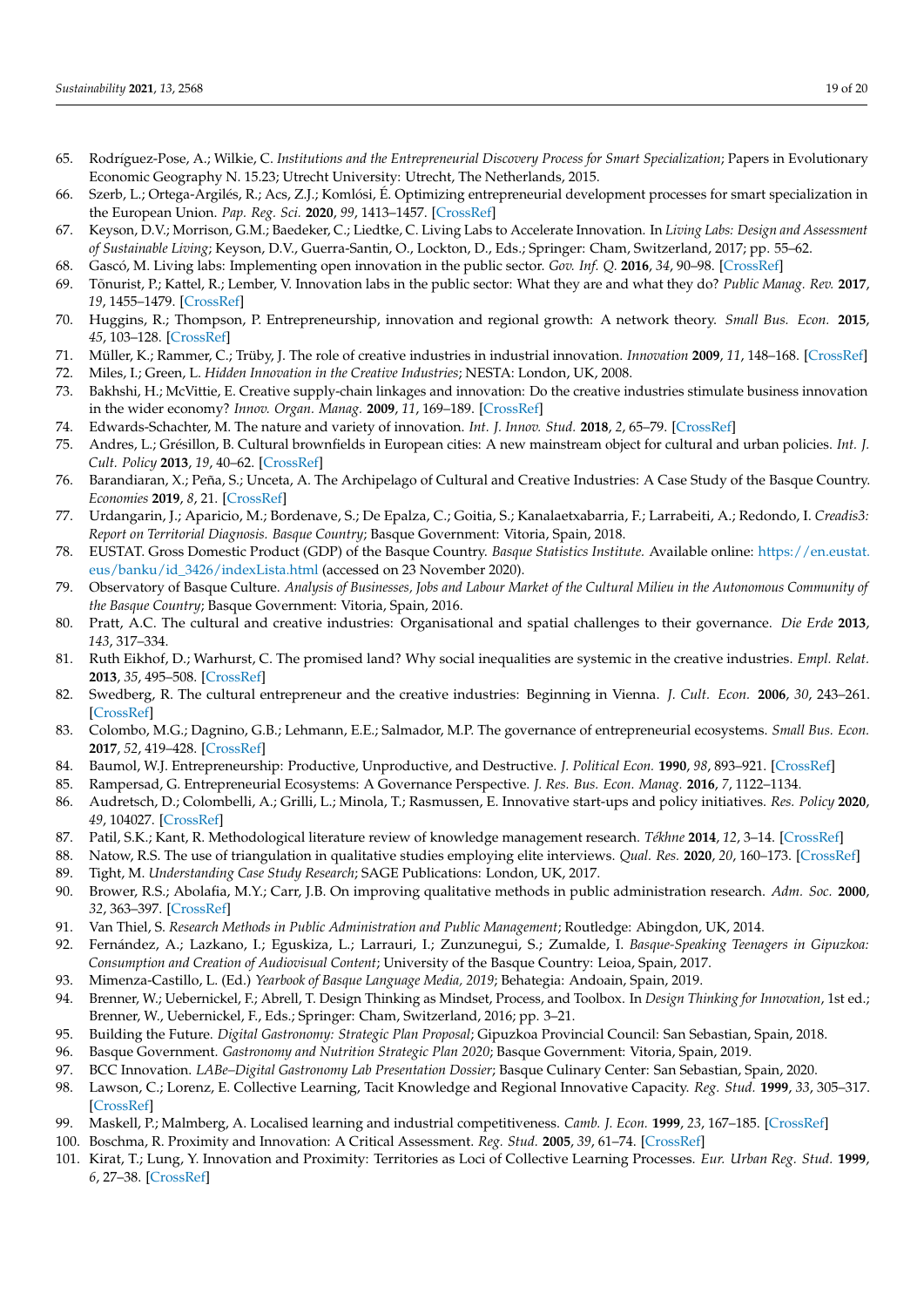65. Rodríguez-Pose, A.; Wilkie, C. *Institutions and the Entrepreneurial Discovery Process for Smart Specialization*; Papers in Evolutionary Economic Geography N. 15.23; Utrecht University: Utrecht, The Netherlands, 2015.
66. Szerb, L.; Ortega-Argilés, R.; Acs, Z.J.; Komlósi, É. Optimizing entrepreneurial development processes for smart specialization in the European Union. *Pap. Reg. Sci.* **2020**, *99*, 1413–1457. [CrossRef]
67. Keyson, D.V.; Morrison, G.M.; Baedeker, C.; Liedtke, C. Living Labs to Accelerate Innovation. In *Living Labs: Design and Assessment of Sustainable Living*; Keyson, D.V., Guerra-Santin, O., Lockton, D., Eds.; Springer: Cham, Switzerland, 2017; pp. 55–62.
68. Gascó, M. Living labs: Implementing open innovation in the public sector. *Gov. Inf. Q.* **2016**, *34*, 90–98. [CrossRef]
69. Tõnurist, P.; Kattel, R.; Lember, V. Innovation labs in the public sector: What they are and what they do? *Public Manag. Rev.* **2017**, *19*, 1455–1479. [CrossRef]
70. Huggins, R.; Thompson, P. Entrepreneurship, innovation and regional growth: A network theory. *Small Bus. Econ.* **2015**, *45*, 103–128. [CrossRef]
71. Müller, K.; Rammer, C.; Trüby, J. The role of creative industries in industrial innovation. *Innovation* **2009**, *11*, 148–168. [CrossRef]
72. Miles, I.; Green, L. *Hidden Innovation in the Creative Industries*; NESTA: London, UK, 2008.
73. Bakhshi, H.; McVittie, E. Creative supply-chain linkages and innovation: Do the creative industries stimulate business innovation in the wider economy? *Innov. Organ. Manag.* **2009**, *11*, 169–189. [CrossRef]
74. Edwards-Schachter, M. The nature and variety of innovation. *Int. J. Innov. Stud.* **2018**, *2*, 65–79. [CrossRef]
75. Andres, L.; Grésillon, B. Cultural brownfields in European cities: A new mainstream object for cultural and urban policies. *Int. J. Cult. Policy* **2013**, *19*, 40–62. [CrossRef]
76. Barandiaran, X.; Peña, S.; Unceta, A. The Archipelago of Cultural and Creative Industries: A Case Study of the Basque Country. *Economies* **2019**, *8*, 21. [CrossRef]
77. Urdangarin, J.; Aparicio, M.; Bordenave, S.; De Epalza, C.; Goitia, S.; Kanalaetxabarria, F.; Larrabeiti, A.; Redondo, I. *Creadis3: Report on Territorial Diagnosis. Basque Country*; Basque Government: Vitoria, Spain, 2018.
78. EUSTAT. Gross Domestic Product (GDP) of the Basque Country. *Basque Statistics Institute.* Available online: https://en.eustat.eus/banku/id_3426/indexLista.html (accessed on 23 November 2020).
79. Observatory of Basque Culture. *Analysis of Businesses, Jobs and Labour Market of the Cultural Milieu in the Autonomous Community of the Basque Country*; Basque Government: Vitoria, Spain, 2016.
80. Pratt, A.C. The cultural and creative industries: Organisational and spatial challenges to their governance. *Die Erde* **2013**, *143*, 317–334.
81. Ruth Eikhof, D.; Warhurst, C. The promised land? Why social inequalities are systemic in the creative industries. *Empl. Relat.* **2013**, *35*, 495–508. [CrossRef]
82. Swedberg, R. The cultural entrepreneur and the creative industries: Beginning in Vienna. *J. Cult. Econ.* **2006**, *30*, 243–261. [CrossRef]
83. Colombo, M.G.; Dagnino, G.B.; Lehmann, E.E.; Salmador, M.P. The governance of entrepreneurial ecosystems. *Small Bus. Econ.* **2017**, *52*, 419–428. [CrossRef]
84. Baumol, W.J. Entrepreneurship: Productive, Unproductive, and Destructive. *J. Political Econ.* **1990**, *98*, 893–921. [CrossRef]
85. Rampersad, G. Entrepreneurial Ecosystems: A Governance Perspective. *J. Res. Bus. Econ. Manag.* **2016**, *7*, 1122–1134.
86. Audretsch, D.; Colombelli, A.; Grilli, L.; Minola, T.; Rasmussen, E. Innovative start-ups and policy initiatives. *Res. Policy* **2020**, *49*, 104027. [CrossRef]
87. Patil, S.K.; Kant, R. Methodological literature review of knowledge management research. *Tékhne* **2014**, *12*, 3–14. [CrossRef]
88. Natow, R.S. The use of triangulation in qualitative studies employing elite interviews. *Qual. Res.* **2020**, *20*, 160–173. [CrossRef]
89. Tight, M. *Understanding Case Study Research*; SAGE Publications: London, UK, 2017.
90. Brower, R.S.; Abolafia, M.Y.; Carr, J.B. On improving qualitative methods in public administration research. *Adm. Soc.* **2000**, *32*, 363–397. [CrossRef]
91. Van Thiel, S. *Research Methods in Public Administration and Public Management*; Routledge: Abingdon, UK, 2014.
92. Fernández, A.; Lazkano, I.; Eguskiza, L.; Larrauri, I.; Zunzunegui, S.; Zumalde, I. *Basque-Speaking Teenagers in Gipuzkoa: Consumption and Creation of Audiovisual Content*; University of the Basque Country: Leioa, Spain, 2017.
93. Mimenza-Castillo, L. (Ed.) *Yearbook of Basque Language Media, 2019*; Behategia: Andoain, Spain, 2019.
94. Brenner, W.; Uebernickel, F.; Abrell, T. Design Thinking as Mindset, Process, and Toolbox. In *Design Thinking for Innovation*, 1st ed.; Brenner, W., Uebernickel, F., Eds.; Springer: Cham, Switzerland, 2016; pp. 3–21.
95. Building the Future. *Digital Gastronomy: Strategic Plan Proposal*; Gipuzkoa Provincial Council: San Sebastian, Spain, 2018.
96. Basque Government. *Gastronomy and Nutrition Strategic Plan 2020*; Basque Government: Vitoria, Spain, 2019.
97. BCC Innovation. *LABe–Digital Gastronomy Lab Presentation Dossier*; Basque Culinary Center: San Sebastian, Spain, 2020.
98. Lawson, C.; Lorenz, E. Collective Learning, Tacit Knowledge and Regional Innovative Capacity. *Reg. Stud.* **1999**, *33*, 305–317. [CrossRef]
99. Maskell, P.; Malmberg, A. Localised learning and industrial competitiveness. *Camb. J. Econ.* **1999**, *23*, 167–185. [CrossRef]
100. Boschma, R. Proximity and Innovation: A Critical Assessment. *Reg. Stud.* **2005**, *39*, 61–74. [CrossRef]
101. Kirat, T.; Lung, Y. Innovation and Proximity: Territories as Loci of Collective Learning Processes. *Eur. Urban Reg. Stud.* **1999**, *6*, 27–38. [CrossRef]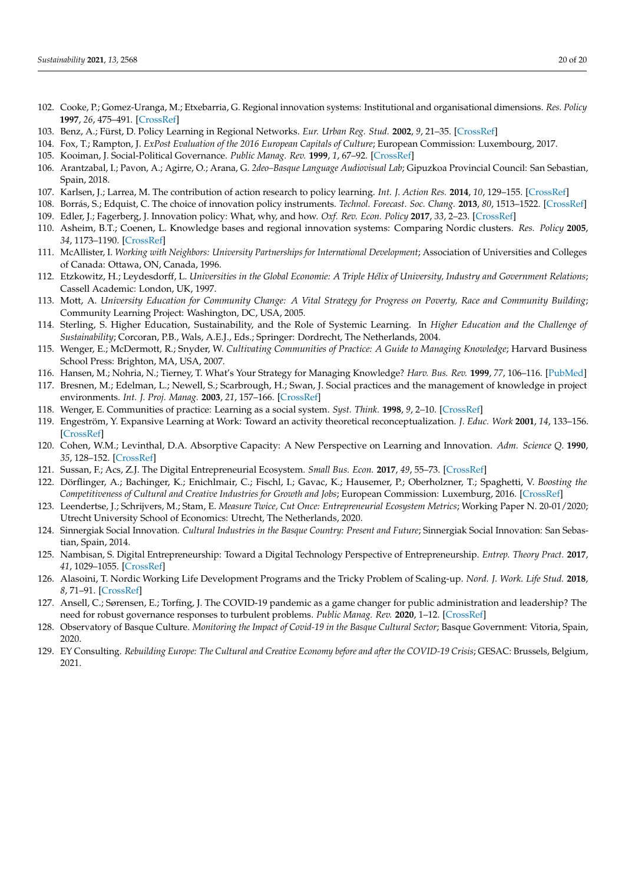102. Cooke, P.; Gomez-Uranga, M.; Etxebarria, G. Regional innovation systems: Institutional and organisational dimensions. *Res. Policy* **1997**, *26*, 475–491. [CrossRef]
103. Benz, A.; Fürst, D. Policy Learning in Regional Networks. *Eur. Urban Reg. Stud.* **2002**, *9*, 21–35. [CrossRef]
104. Fox, T.; Rampton, J. *ExPost Evaluation of the 2016 European Capitals of Culture*; European Commission: Luxembourg, 2017.
105. Kooiman, J. Social-Political Governance. *Public Manag. Rev.* **1999**, *1*, 67–92. [CrossRef]
106. Arantzabal, I.; Pavon, A.; Agirre, O.; Arana, G. *2deo–Basque Language Audiovisual Lab*; Gipuzkoa Provincial Council: San Sebastian, Spain, 2018.
107. Karlsen, J.; Larrea, M. The contribution of action research to policy learning. *Int. J. Action Res.* **2014**, *10*, 129–155. [CrossRef]
108. Borrás, S.; Edquist, C. The choice of innovation policy instruments. *Technol. Forecast. Soc. Chang.* **2013**, *80*, 1513–1522. [CrossRef]
109. Edler, J.; Fagerberg, J. Innovation policy: What, why, and how. *Oxf. Rev. Econ. Policy* **2017**, *33*, 2–23. [CrossRef]
110. Asheim, B.T.; Coenen, L. Knowledge bases and regional innovation systems: Comparing Nordic clusters. *Res. Policy* **2005**, *34*, 1173–1190. [CrossRef]
111. McAllister, I. *Working with Neighbors: University Partnerships for International Development*; Association of Universities and Colleges of Canada: Ottawa, ON, Canada, 1996.
112. Etzkowitz, H.; Leydesdorff, L. *Universities in the Global Economie: A Triple Hélix of University, Industry and Government Relations*; Cassell Academic: London, UK, 1997.
113. Mott, A. *University Education for Community Change: A Vital Strategy for Progress on Poverty, Race and Community Building*; Community Learning Project: Washington, DC, USA, 2005.
114. Sterling, S. Higher Education, Sustainability, and the Role of Systemic Learning. In *Higher Education and the Challenge of Sustainability*; Corcoran, P.B., Wals, A.E.J., Eds.; Springer: Dordrecht, The Netherlands, 2004.
115. Wenger, E.; McDermott, R.; Snyder, W. *Cultivating Communities of Practice: A Guide to Managing Knowledge*; Harvard Business School Press: Brighton, MA, USA, 2007.
116. Hansen, M.; Nohria, N.; Tierney, T. What's Your Strategy for Managing Knowledge? *Harv. Bus. Rev.* **1999**, *77*, 106–116. [PubMed]
117. Bresnen, M.; Edelman, L.; Newell, S.; Scarbrough, H.; Swan, J. Social practices and the management of knowledge in project environments. *Int. J. Proj. Manag.* **2003**, *21*, 157–166. [CrossRef]
118. Wenger, E. Communities of practice: Learning as a social system. *Syst. Think.* **1998**, *9*, 2–10. [CrossRef]
119. Engeström, Y. Expansive Learning at Work: Toward an activity theoretical reconceptualization. *J. Educ. Work* **2001**, *14*, 133–156. [CrossRef]
120. Cohen, W.M.; Levinthal, D.A. Absorptive Capacity: A New Perspective on Learning and Innovation. *Adm. Science Q.* **1990**, *35*, 128–152. [CrossRef]
121. Sussan, F.; Acs, Z.J. The Digital Entrepreneurial Ecosystem. *Small Bus. Econ.* **2017**, *49*, 55–73. [CrossRef]
122. Dörflinger, A.; Bachinger, K.; Enichlmair, C.; Fischl, I.; Gavac, K.; Hausemer, P.; Oberholzner, T.; Spaghetti, V. *Boosting the Competitiveness of Cultural and Creative Industries for Growth and Jobs*; European Commission: Luxemburg, 2016. [CrossRef]
123. Leendertse, J.; Schrijvers, M.; Stam, E. *Measure Twice, Cut Once: Entrepreneurial Ecosystem Metrics*; Working Paper N. 20-01/2020; Utrecht University School of Economics: Utrecht, The Netherlands, 2020.
124. Sinnergiak Social Innovation. *Cultural Industries in the Basque Country: Present and Future*; Sinnergiak Social Innovation: San Sebastian, Spain, 2014.
125. Nambisan, S. Digital Entrepreneurship: Toward a Digital Technology Perspective of Entrepreneurship. *Entrep. Theory Pract.* **2017**, *41*, 1029–1055. [CrossRef]
126. Alasoini, T. Nordic Working Life Development Programs and the Tricky Problem of Scaling-up. *Nord. J. Work. Life Stud.* **2018**, *8*, 71–91. [CrossRef]
127. Ansell, C.; Sørensen, E.; Torfing, J. The COVID-19 pandemic as a game changer for public administration and leadership? The need for robust governance responses to turbulent problems. *Public Manag. Rev.* **2020**, 1–12. [CrossRef]
128. Observatory of Basque Culture. *Monitoring the Impact of Covid-19 in the Basque Cultural Sector*; Basque Government: Vitoria, Spain, 2020.
129. EY Consulting. *Rebuilding Europe: The Cultural and Creative Economy before and after the COVID-19 Crisis*; GESAC: Brussels, Belgium, 2021.